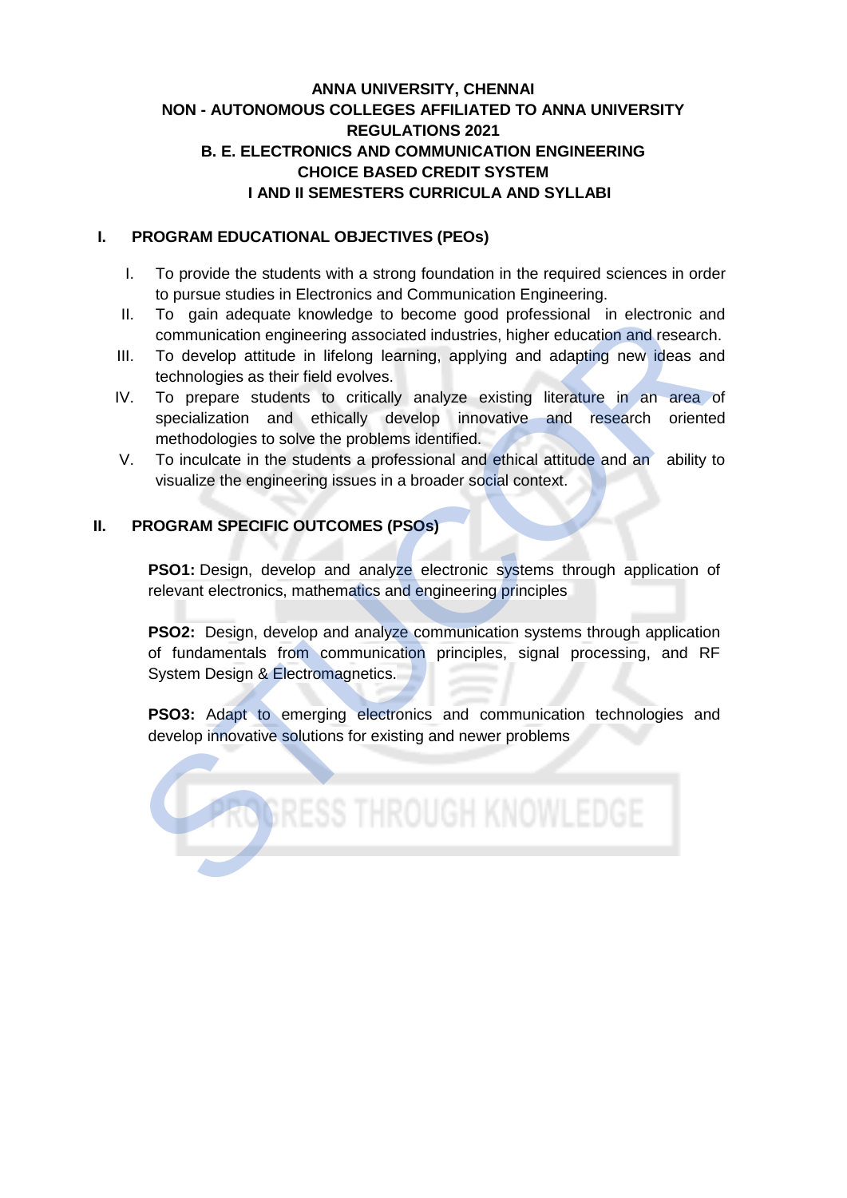**ANNA UNIVERSITY, CHENNAI**
**NON - AUTONOMOUS COLLEGES AFFILIATED TO ANNA UNIVERSITY**
**REGULATIONS 2021**
**B. E. ELECTRONICS AND COMMUNICATION ENGINEERING**
**CHOICE BASED CREDIT SYSTEM**
**I AND II SEMESTERS CURRICULA AND SYLLABI**

## I. PROGRAM EDUCATIONAL OBJECTIVES (PEOs)

I. To provide the students with a strong foundation in the required sciences in order to pursue studies in Electronics and Communication Engineering.

II. To gain adequate knowledge to become good professional in electronic and communication engineering associated industries, higher education and research.

III. To develop attitude in lifelong learning, applying and adapting new ideas and technologies as their field evolves.

IV. To prepare students to critically analyze existing literature in an area of specialization and ethically develop innovative and research oriented methodologies to solve the problems identified.

V. To inculcate in the students a professional and ethical attitude and an ability to visualize the engineering issues in a broader social context.

## II. PROGRAM SPECIFIC OUTCOMES (PSOs)

**PSO1:** Design, develop and analyze electronic systems through application of relevant electronics, mathematics and engineering principles

**PSO2:** Design, develop and analyze communication systems through application of fundamentals from communication principles, signal processing, and RF System Design & Electromagnetics.

**PSO3:** Adapt to emerging electronics and communication technologies and develop innovative solutions for existing and newer problems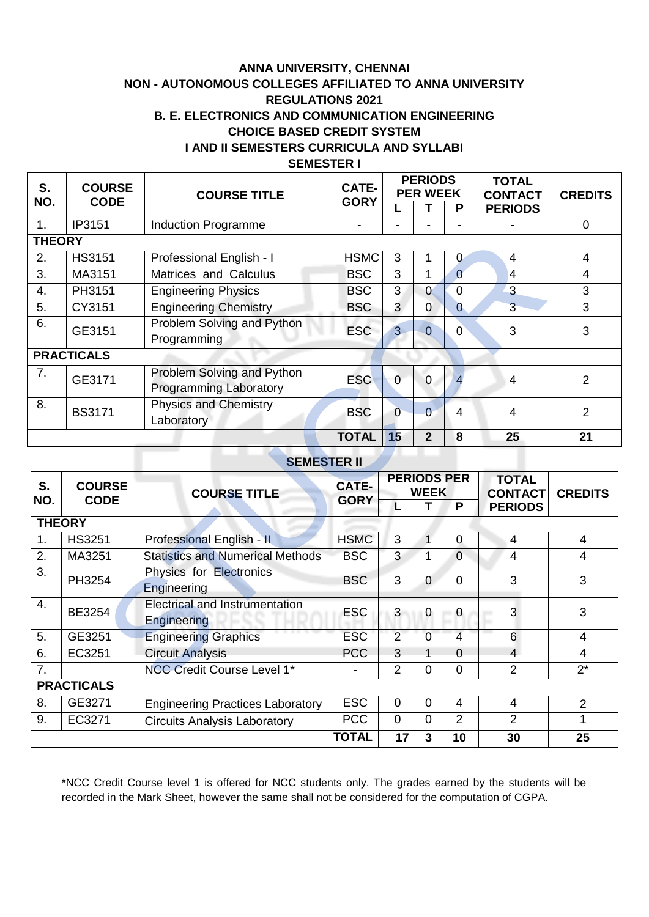# ANNA UNIVERSITY, CHENNAI

## NON - AUTONOMOUS COLLEGES AFFILIATED TO ANNA UNIVERSITY

## REGULATIONS 2021

## B. E. ELECTRONICS AND COMMUNICATION ENGINEERING

## CHOICE BASED CREDIT SYSTEM

## I AND II SEMESTERS CURRICULA AND SYLLABI

### SEMESTER I

| S. NO. | COURSE CODE | COURSE TITLE | CATE-GORY | PERIODS PER WEEK | | | TOTAL CONTACT PERIODS | CREDITS |
|---|---|---|---|---|---|---|---|---|
| | | | | L | T | P | | |
| 1. | IP3151 | Induction Programme | - | - | - | - | - | 0 |
| **THEORY** | | | | | | | | |
| 2. | HS3151 | Professional English - I | HSMC | 3 | 1 | 0 | 4 | 4 |
| 3. | MA3151 | Matrices and Calculus | BSC | 3 | 1 | 0 | 4 | 4 |
| 4. | PH3151 | Engineering Physics | BSC | 3 | 0 | 0 | 3 | 3 |
| 5. | CY3151 | Engineering Chemistry | BSC | 3 | 0 | 0 | 3 | 3 |
| 6. | GE3151 | Problem Solving and Python Programming | ESC | 3 | 0 | 0 | 3 | 3 |
| **PRACTICALS** | | | | | | | | |
| 7. | GE3171 | Problem Solving and Python Programming Laboratory | ESC | 0 | 0 | 4 | 4 | 2 |
| 8. | BS3171 | Physics and Chemistry Laboratory | BSC | 0 | 0 | 4 | 4 | 2 |
| | | | **TOTAL** | **15** | **2** | **8** | **25** | **21** |

### SEMESTER II

| S. NO. | COURSE CODE | COURSE TITLE | CATE-GORY | PERIODS PER WEEK | | | TOTAL CONTACT PERIODS | CREDITS |
|---|---|---|---|---|---|---|---|---|
| | | | | L | T | P | | |
| **THEORY** | | | | | | | | |
| 1. | HS3251 | Professional English - II | HSMC | 3 | 1 | 0 | 4 | 4 |
| 2. | MA3251 | Statistics and Numerical Methods | BSC | 3 | 1 | 0 | 4 | 4 |
| 3. | PH3254 | Physics for Electronics Engineering | BSC | 3 | 0 | 0 | 3 | 3 |
| 4. | BE3254 | Electrical and Instrumentation Engineering | ESC | 3 | 0 | 0 | 3 | 3 |
| 5. | GE3251 | Engineering Graphics | ESC | 2 | 0 | 4 | 6 | 4 |
| 6. | EC3251 | Circuit Analysis | PCC | 3 | 1 | 0 | 4 | 4 |
| 7. | | NCC Credit Course Level 1* | - | 2 | 0 | 0 | 2 | 2* |
| **PRACTICALS** | | | | | | | | |
| 8. | GE3271 | Engineering Practices Laboratory | ESC | 0 | 0 | 4 | 4 | 2 |
| 9. | EC3271 | Circuits Analysis Laboratory | PCC | 0 | 0 | 2 | 2 | 1 |
| | | | **TOTAL** | **17** | **3** | **10** | **30** | **25** |

*NCC Credit Course level 1 is offered for NCC students only. The grades earned by the students will be recorded in the Mark Sheet, however the same shall not be considered for the computation of CGPA.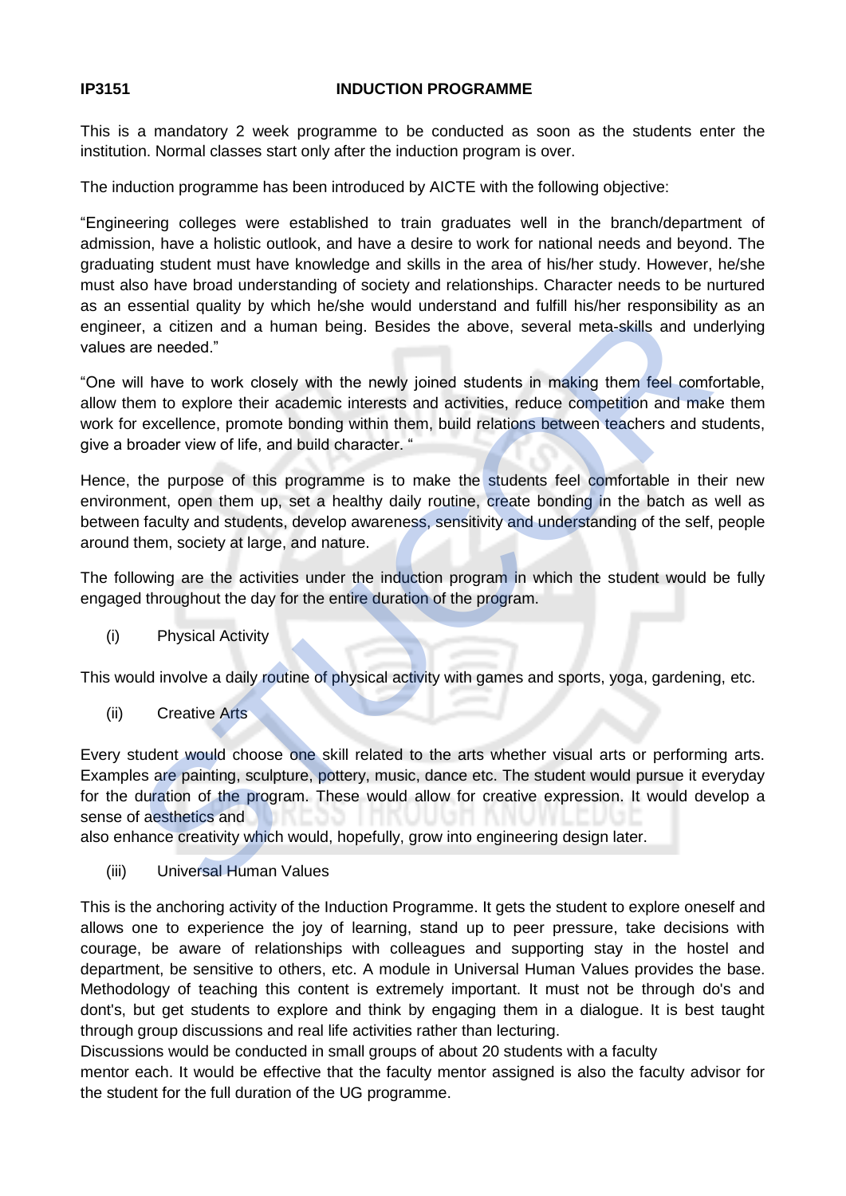**IP3151 INDUCTION PROGRAMME**

This is a mandatory 2 week programme to be conducted as soon as the students enter the institution. Normal classes start only after the induction program is over.

The induction programme has been introduced by AICTE with the following objective:

"Engineering colleges were established to train graduates well in the branch/department of admission, have a holistic outlook, and have a desire to work for national needs and beyond. The graduating student must have knowledge and skills in the area of his/her study. However, he/she must also have broad understanding of society and relationships. Character needs to be nurtured as an essential quality by which he/she would understand and fulfill his/her responsibility as an engineer, a citizen and a human being. Besides the above, several meta-skills and underlying values are needed."

"One will have to work closely with the newly joined students in making them feel comfortable, allow them to explore their academic interests and activities, reduce competition and make them work for excellence, promote bonding within them, build relations between teachers and students, give a broader view of life, and build character. "

Hence, the purpose of this programme is to make the students feel comfortable in their new environment, open them up, set a healthy daily routine, create bonding in the batch as well as between faculty and students, develop awareness, sensitivity and understanding of the self, people around them, society at large, and nature.

The following are the activities under the induction program in which the student would be fully engaged throughout the day for the entire duration of the program.

(i) Physical Activity

This would involve a daily routine of physical activity with games and sports, yoga, gardening, etc.

(ii) Creative Arts

Every student would choose one skill related to the arts whether visual arts or performing arts. Examples are painting, sculpture, pottery, music, dance etc. The student would pursue it everyday for the duration of the program. These would allow for creative expression. It would develop a sense of aesthetics and
also enhance creativity which would, hopefully, grow into engineering design later.

(iii) Universal Human Values

This is the anchoring activity of the Induction Programme. It gets the student to explore oneself and allows one to experience the joy of learning, stand up to peer pressure, take decisions with courage, be aware of relationships with colleagues and supporting stay in the hostel and department, be sensitive to others, etc. A module in Universal Human Values provides the base. Methodology of teaching this content is extremely important. It must not be through do's and dont's, but get students to explore and think by engaging them in a dialogue. It is best taught through group discussions and real life activities rather than lecturing.
Discussions would be conducted in small groups of about 20 students with a faculty
mentor each. It would be effective that the faculty mentor assigned is also the faculty advisor for the student for the full duration of the UG programme.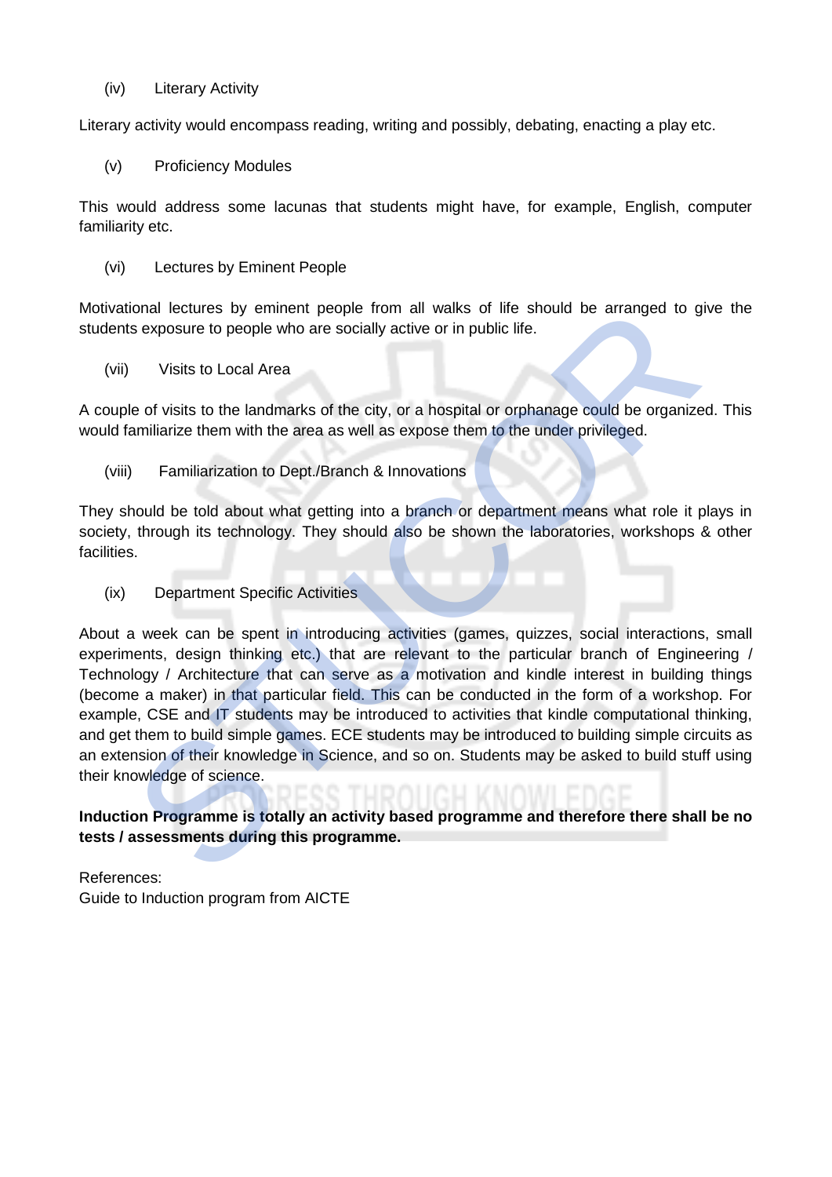(iv) Literary Activity

Literary activity would encompass reading, writing and possibly, debating, enacting a play etc.

(v) Proficiency Modules

This would address some lacunas that students might have, for example, English, computer familiarity etc.

(vi) Lectures by Eminent People

Motivational lectures by eminent people from all walks of life should be arranged to give the students exposure to people who are socially active or in public life.

(vii) Visits to Local Area

A couple of visits to the landmarks of the city, or a hospital or orphanage could be organized. This would familiarize them with the area as well as expose them to the under privileged.

(viii) Familiarization to Dept./Branch & Innovations

They should be told about what getting into a branch or department means what role it plays in society, through its technology. They should also be shown the laboratories, workshops & other facilities.

(ix) Department Specific Activities

About a week can be spent in introducing activities (games, quizzes, social interactions, small experiments, design thinking etc.) that are relevant to the particular branch of Engineering / Technology / Architecture that can serve as a motivation and kindle interest in building things (become a maker) in that particular field. This can be conducted in the form of a workshop. For example, CSE and IT students may be introduced to activities that kindle computational thinking, and get them to build simple games. ECE students may be introduced to building simple circuits as an extension of their knowledge in Science, and so on. Students may be asked to build stuff using their knowledge of science.

**Induction Programme is totally an activity based programme and therefore there shall be no tests / assessments during this programme.**

References:
Guide to Induction program from AICTE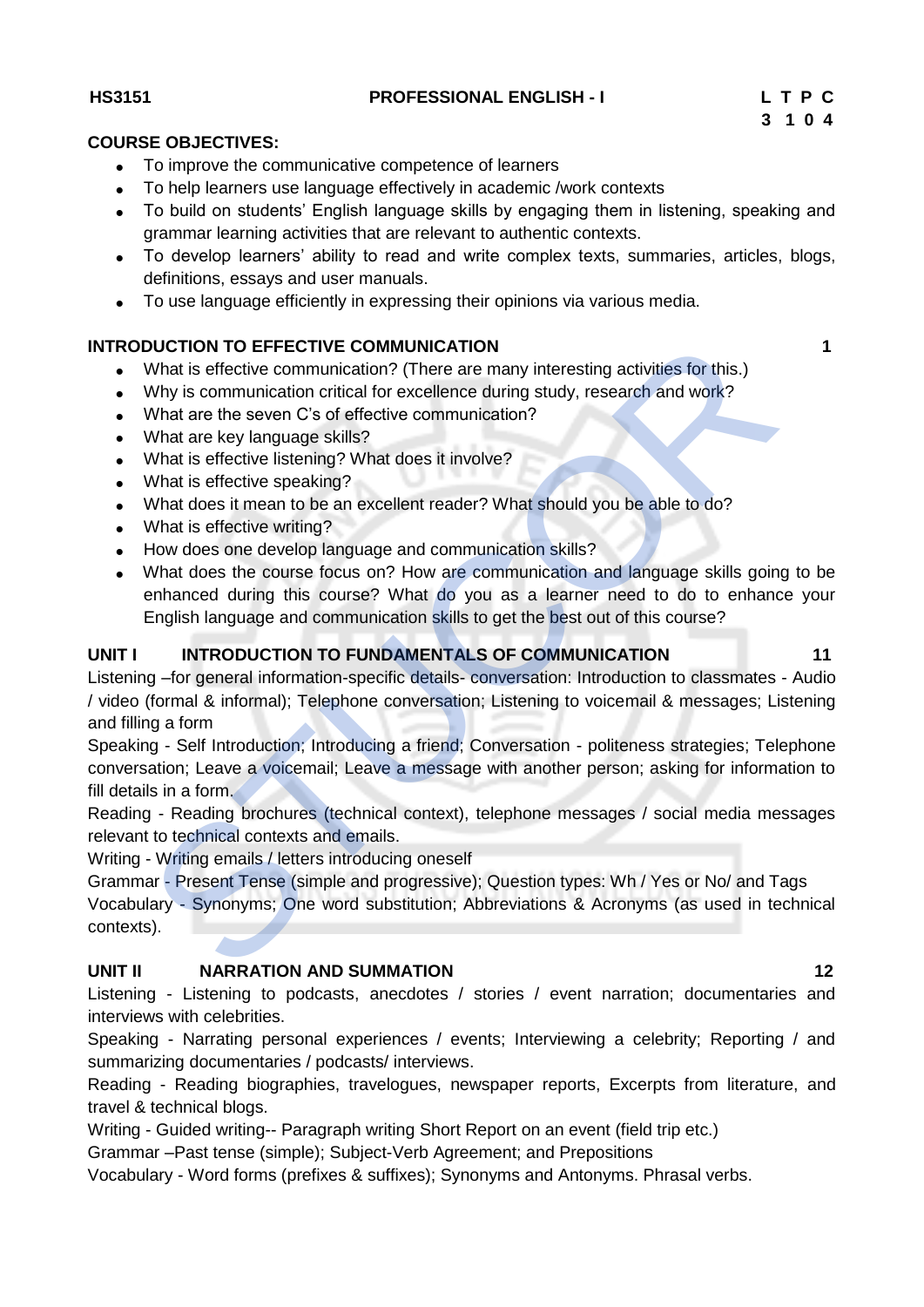**HS3151** **PROFESSIONAL ENGLISH - I** **L T P C**
**3 1 0 4**

**COURSE OBJECTIVES:**

- To improve the communicative competence of learners
- To help learners use language effectively in academic /work contexts
- To build on students' English language skills by engaging them in listening, speaking and grammar learning activities that are relevant to authentic contexts.
- To develop learners' ability to read and write complex texts, summaries, articles, blogs, definitions, essays and user manuals.
- To use language efficiently in expressing their opinions via various media.

**INTRODUCTION TO EFFECTIVE COMMUNICATION** **1**

- What is effective communication? (There are many interesting activities for this.)
- Why is communication critical for excellence during study, research and work?
- What are the seven C's of effective communication?
- What are key language skills?
- What is effective listening? What does it involve?
- What is effective speaking?
- What does it mean to be an excellent reader? What should you be able to do?
- What is effective writing?
- How does one develop language and communication skills?
- What does the course focus on? How are communication and language skills going to be enhanced during this course? What do you as a learner need to do to enhance your English language and communication skills to get the best out of this course?

**UNIT I INTRODUCTION TO FUNDAMENTALS OF COMMUNICATION** **11**

Listening –for general information-specific details- conversation: Introduction to classmates - Audio / video (formal & informal); Telephone conversation; Listening to voicemail & messages; Listening and filling a form

Speaking - Self Introduction; Introducing a friend; Conversation - politeness strategies; Telephone conversation; Leave a voicemail; Leave a message with another person; asking for information to fill details in a form.

Reading - Reading brochures (technical context), telephone messages / social media messages relevant to technical contexts and emails.

Writing - Writing emails / letters introducing oneself

Grammar - Present Tense (simple and progressive); Question types: Wh / Yes or No/ and Tags

Vocabulary - Synonyms; One word substitution; Abbreviations & Acronyms (as used in technical contexts).

**UNIT II NARRATION AND SUMMATION** **12**

Listening - Listening to podcasts, anecdotes / stories / event narration; documentaries and interviews with celebrities.

Speaking - Narrating personal experiences / events; Interviewing a celebrity; Reporting / and summarizing documentaries / podcasts/ interviews.

Reading - Reading biographies, travelogues, newspaper reports, Excerpts from literature, and travel & technical blogs.

Writing - Guided writing-- Paragraph writing Short Report on an event (field trip etc.)

Grammar –Past tense (simple); Subject-Verb Agreement; and Prepositions

Vocabulary - Word forms (prefixes & suffixes); Synonyms and Antonyms. Phrasal verbs.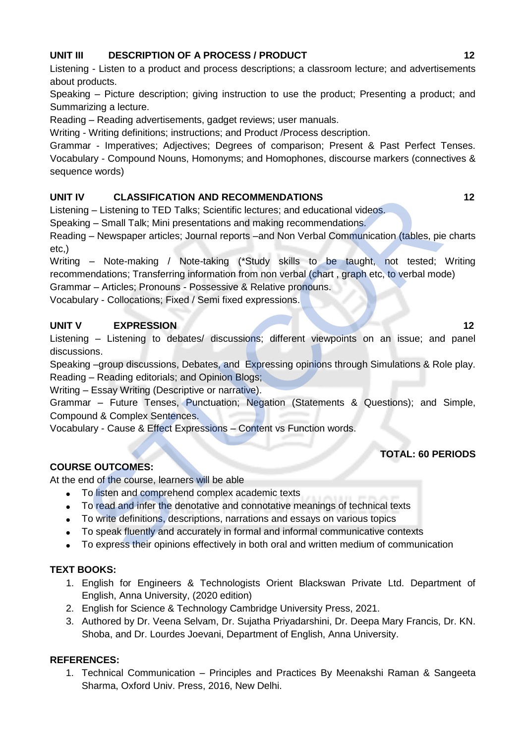**UNIT III DESCRIPTION OF A PROCESS / PRODUCT 12**

Listening - Listen to a product and process descriptions; a classroom lecture; and advertisements about products.

Speaking – Picture description; giving instruction to use the product; Presenting a product; and Summarizing a lecture.

Reading – Reading advertisements, gadget reviews; user manuals.

Writing - Writing definitions; instructions; and Product /Process description.

Grammar - Imperatives; Adjectives; Degrees of comparison; Present & Past Perfect Tenses.

Vocabulary - Compound Nouns, Homonyms; and Homophones, discourse markers (connectives & sequence words)

**UNIT IV CLASSIFICATION AND RECOMMENDATIONS 12**

Listening – Listening to TED Talks; Scientific lectures; and educational videos.

Speaking – Small Talk; Mini presentations and making recommendations.

Reading – Newspaper articles; Journal reports –and Non Verbal Communication (tables, pie charts etc,)

Writing – Note-making / Note-taking (*Study skills to be taught, not tested; Writing recommendations; Transferring information from non verbal (chart , graph etc, to verbal mode)

Grammar – Articles; Pronouns - Possessive & Relative pronouns.

Vocabulary - Collocations; Fixed / Semi fixed expressions.

**UNIT V EXPRESSION 12**

Listening – Listening to debates/ discussions; different viewpoints on an issue; and panel discussions.

Speaking –group discussions, Debates, and Expressing opinions through Simulations & Role play.

Reading – Reading editorials; and Opinion Blogs;

Writing – Essay Writing (Descriptive or narrative).

Grammar – Future Tenses, Punctuation; Negation (Statements & Questions); and Simple, Compound & Complex Sentences.

Vocabulary - Cause & Effect Expressions – Content vs Function words.

**TOTAL: 60 PERIODS**

**COURSE OUTCOMES:**

At the end of the course, learners will be able

- To listen and comprehend complex academic texts
- To read and infer the denotative and connotative meanings of technical texts
- To write definitions, descriptions, narrations and essays on various topics
- To speak fluently and accurately in formal and informal communicative contexts
- To express their opinions effectively in both oral and written medium of communication

**TEXT BOOKS:**

1. English for Engineers & Technologists Orient Blackswan Private Ltd. Department of English, Anna University, (2020 edition)
2. English for Science & Technology Cambridge University Press, 2021.
3. Authored by Dr. Veena Selvam, Dr. Sujatha Priyadarshini, Dr. Deepa Mary Francis, Dr. KN. Shoba, and Dr. Lourdes Joevani, Department of English, Anna University.

**REFERENCES:**

1. Technical Communication – Principles and Practices By Meenakshi Raman & Sangeeta Sharma, Oxford Univ. Press, 2016, New Delhi.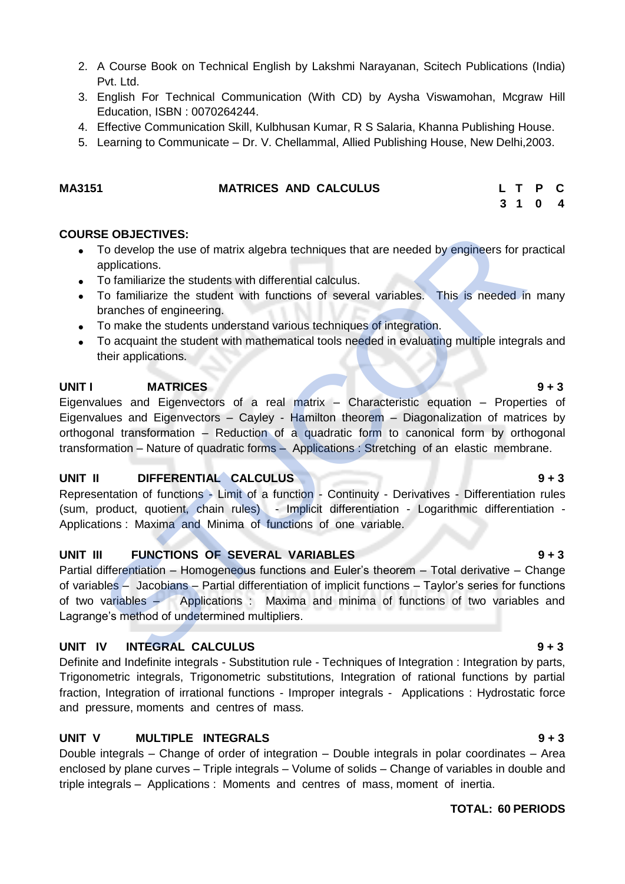2. A Course Book on Technical English by Lakshmi Narayanan, Scitech Publications (India) Pvt. Ltd.
3. English For Technical Communication (With CD) by Aysha Viswamohan, Mcgraw Hill Education, ISBN : 0070264244.
4. Effective Communication Skill, Kulbhusan Kumar, R S Salaria, Khanna Publishing House.
5. Learning to Communicate – Dr. V. Chellammal, Allied Publishing House, New Delhi,2003.

**MA3151 MATRICES AND CALCULUS**

| L | T | P | C |
|---|---|---|---|
| 3 | 1 | 0 | 4 |

**COURSE OBJECTIVES:**

- To develop the use of matrix algebra techniques that are needed by engineers for practical applications.
- To familiarize the students with differential calculus.
- To familiarize the student with functions of several variables. This is needed in many branches of engineering.
- To make the students understand various techniques of integration.
- To acquaint the student with mathematical tools needed in evaluating multiple integrals and their applications.

**UNIT I MATRICES 9 + 3**

Eigenvalues and Eigenvectors of a real matrix – Characteristic equation – Properties of Eigenvalues and Eigenvectors – Cayley - Hamilton theorem – Diagonalization of matrices by orthogonal transformation – Reduction of a quadratic form to canonical form by orthogonal transformation – Nature of quadratic forms – Applications : Stretching of an elastic membrane.

**UNIT II DIFFERENTIAL CALCULUS 9 + 3**

Representation of functions - Limit of a function - Continuity - Derivatives - Differentiation rules (sum, product, quotient, chain rules) - Implicit differentiation - Logarithmic differentiation - Applications : Maxima and Minima of functions of one variable.

**UNIT III FUNCTIONS OF SEVERAL VARIABLES 9 + 3**

Partial differentiation – Homogeneous functions and Euler's theorem – Total derivative – Change of variables – Jacobians – Partial differentiation of implicit functions – Taylor's series for functions of two variables – Applications : Maxima and minima of functions of two variables and Lagrange's method of undetermined multipliers.

**UNIT IV INTEGRAL CALCULUS 9 + 3**

Definite and Indefinite integrals - Substitution rule - Techniques of Integration : Integration by parts, Trigonometric integrals, Trigonometric substitutions, Integration of rational functions by partial fraction, Integration of irrational functions - Improper integrals - Applications : Hydrostatic force and pressure, moments and centres of mass.

**UNIT V MULTIPLE INTEGRALS 9 + 3**

Double integrals – Change of order of integration – Double integrals in polar coordinates – Area enclosed by plane curves – Triple integrals – Volume of solids – Change of variables in double and triple integrals – Applications : Moments and centres of mass, moment of inertia.

**TOTAL: 60 PERIODS**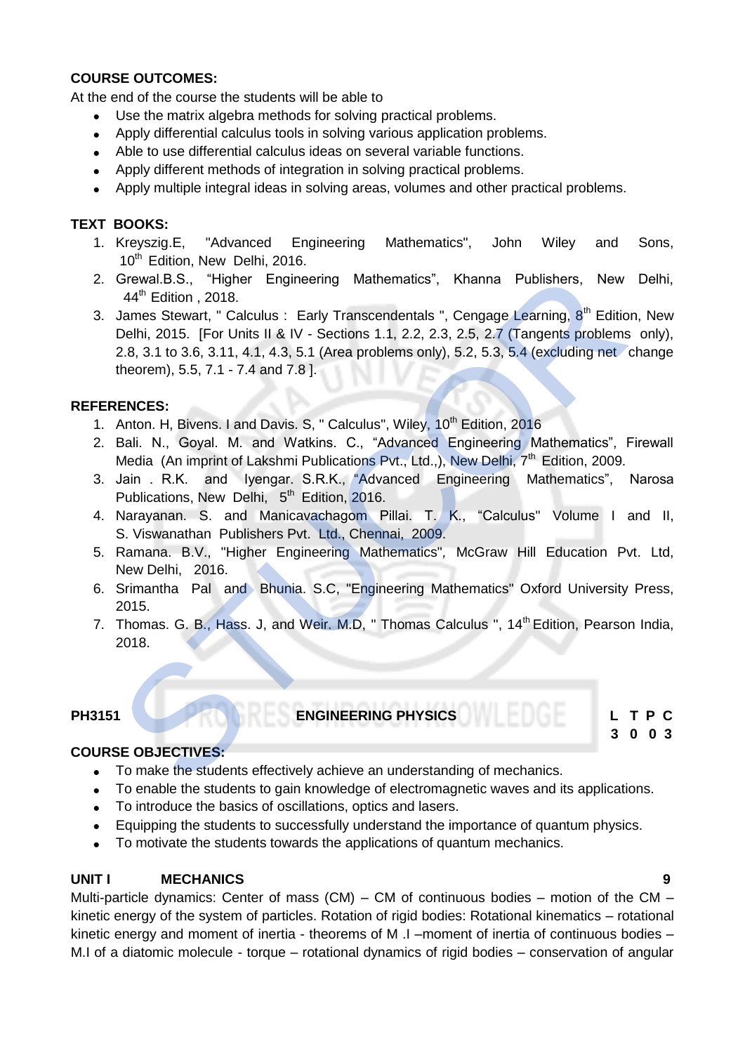**COURSE OUTCOMES:**

At the end of the course the students will be able to

- Use the matrix algebra methods for solving practical problems.
- Apply differential calculus tools in solving various application problems.
- Able to use differential calculus ideas on several variable functions.
- Apply different methods of integration in solving practical problems.
- Apply multiple integral ideas in solving areas, volumes and other practical problems.

**TEXT BOOKS:**

1. Kreyszig.E, "Advanced Engineering Mathematics", John Wiley and Sons, 10th Edition, New Delhi, 2016.
2. Grewal.B.S., "Higher Engineering Mathematics", Khanna Publishers, New Delhi, 44th Edition , 2018.
3. James Stewart, " Calculus : Early Transcendentals ", Cengage Learning, 8th Edition, New Delhi, 2015. [For Units II & IV - Sections 1.1, 2.2, 2.3, 2.5, 2.7 (Tangents problems only), 2.8, 3.1 to 3.6, 3.11, 4.1, 4.3, 5.1 (Area problems only), 5.2, 5.3, 5.4 (excluding net change theorem), 5.5, 7.1 - 7.4 and 7.8 ].

**REFERENCES:**

1. Anton. H, Bivens. I and Davis. S, " Calculus", Wiley, 10th Edition, 2016
2. Bali. N., Goyal. M. and Watkins. C., "Advanced Engineering Mathematics", Firewall Media (An imprint of Lakshmi Publications Pvt., Ltd.,), New Delhi, 7th Edition, 2009.
3. Jain . R.K. and Iyengar. S.R.K., "Advanced Engineering Mathematics", Narosa Publications, New Delhi, 5th Edition, 2016.
4. Narayanan. S. and Manicavachagom Pillai. T. K., "Calculus" Volume I and II, S. Viswanathan Publishers Pvt. Ltd., Chennai, 2009.
5. Ramana. B.V., "Higher Engineering Mathematics", McGraw Hill Education Pvt. Ltd, New Delhi, 2016.
6. Srimantha Pal and Bhunia. S.C, "Engineering Mathematics" Oxford University Press, 2015.
7. Thomas. G. B., Hass. J, and Weir. M.D, " Thomas Calculus ", 14th Edition, Pearson India, 2018.

| PH3151 | ENGINEERING PHYSICS | L T P C |
|---|---|---|
| | | 3 0 0 3 |

**COURSE OBJECTIVES:**

- To make the students effectively achieve an understanding of mechanics.
- To enable the students to gain knowledge of electromagnetic waves and its applications.
- To introduce the basics of oscillations, optics and lasers.
- Equipping the students to successfully understand the importance of quantum physics.
- To motivate the students towards the applications of quantum mechanics.

**UNIT I MECHANICS 9**

Multi-particle dynamics: Center of mass (CM) – CM of continuous bodies – motion of the CM – kinetic energy of the system of particles. Rotation of rigid bodies: Rotational kinematics – rotational kinetic energy and moment of inertia - theorems of M .I –moment of inertia of continuous bodies – M.I of a diatomic molecule - torque – rotational dynamics of rigid bodies – conservation of angular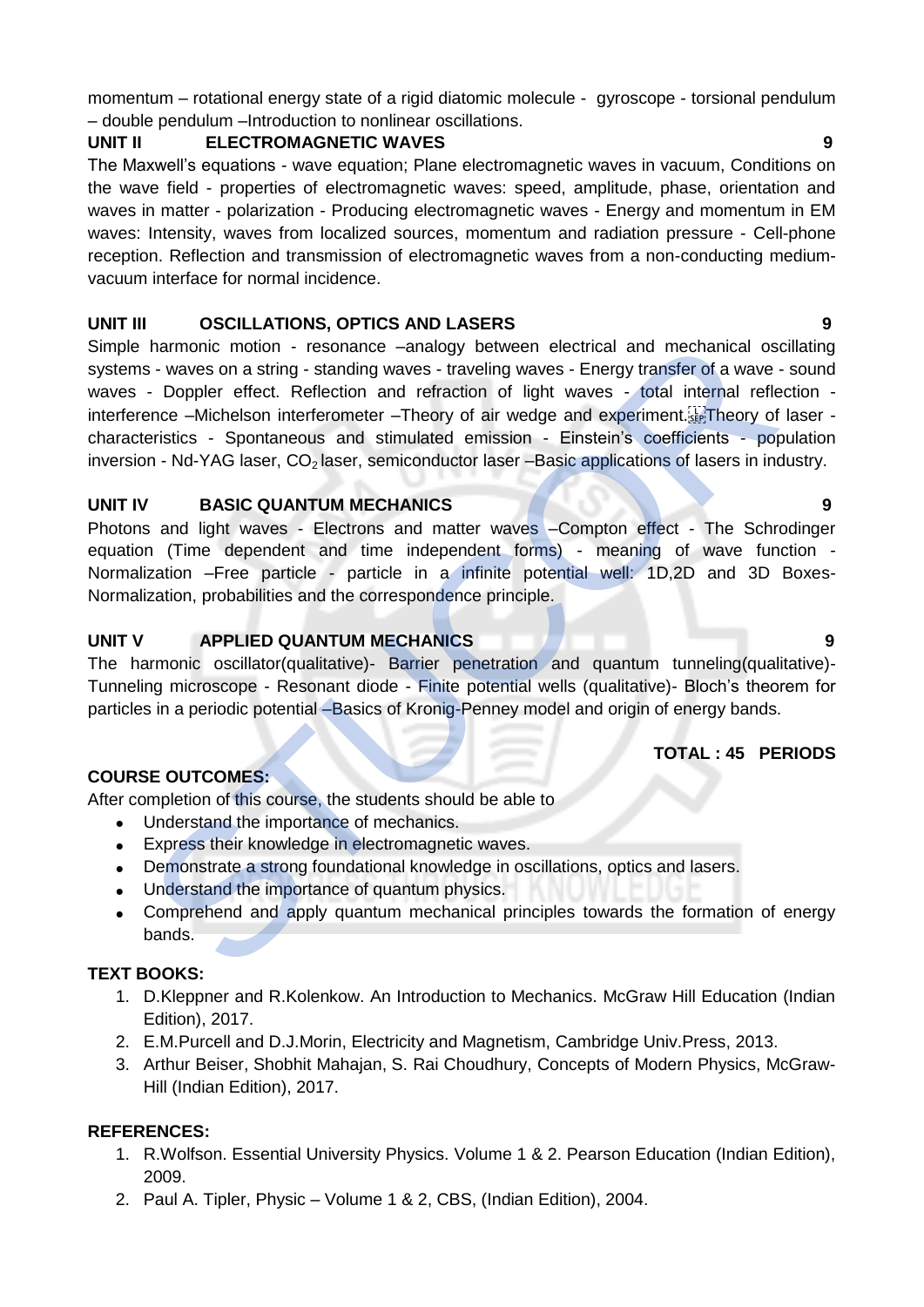momentum – rotational energy state of a rigid diatomic molecule - gyroscope - torsional pendulum – double pendulum –Introduction to nonlinear oscillations.

**UNIT II ELECTROMAGNETIC WAVES 9**

The Maxwell's equations - wave equation; Plane electromagnetic waves in vacuum, Conditions on the wave field - properties of electromagnetic waves: speed, amplitude, phase, orientation and waves in matter - polarization - Producing electromagnetic waves - Energy and momentum in EM waves: Intensity, waves from localized sources, momentum and radiation pressure - Cell-phone reception. Reflection and transmission of electromagnetic waves from a non-conducting medium-vacuum interface for normal incidence.

**UNIT III OSCILLATIONS, OPTICS AND LASERS 9**

Simple harmonic motion - resonance –analogy between electrical and mechanical oscillating systems - waves on a string - standing waves - traveling waves - Energy transfer of a wave - sound waves - Doppler effect. Reflection and refraction of light waves - total internal reflection - interference –Michelson interferometer –Theory of air wedge and experiment. Theory of laser - characteristics - Spontaneous and stimulated emission - Einstein's coefficients - population inversion - Nd-YAG laser, $CO_2$ laser, semiconductor laser –Basic applications of lasers in industry.

**UNIT IV BASIC QUANTUM MECHANICS 9**

Photons and light waves - Electrons and matter waves –Compton effect - The Schrodinger equation (Time dependent and time independent forms) - meaning of wave function - Normalization –Free particle - particle in a infinite potential well: 1D,2D and 3D Boxes- Normalization, probabilities and the correspondence principle.

**UNIT V APPLIED QUANTUM MECHANICS 9**

The harmonic oscillator(qualitative)- Barrier penetration and quantum tunneling(qualitative)- Tunneling microscope - Resonant diode - Finite potential wells (qualitative)- Bloch's theorem for particles in a periodic potential –Basics of Kronig-Penney model and origin of energy bands.

**TOTAL : 45 PERIODS**

**COURSE OUTCOMES:**

After completion of this course, the students should be able to

- Understand the importance of mechanics.
- Express their knowledge in electromagnetic waves.
- Demonstrate a strong foundational knowledge in oscillations, optics and lasers.
- Understand the importance of quantum physics.
- Comprehend and apply quantum mechanical principles towards the formation of energy bands.

**TEXT BOOKS:**

1. D.Kleppner and R.Kolenkow. An Introduction to Mechanics. McGraw Hill Education (Indian Edition), 2017.
2. E.M.Purcell and D.J.Morin, Electricity and Magnetism, Cambridge Univ.Press, 2013.
3. Arthur Beiser, Shobhit Mahajan, S. Rai Choudhury, Concepts of Modern Physics, McGraw-Hill (Indian Edition), 2017.

**REFERENCES:**

1. R.Wolfson. Essential University Physics. Volume 1 & 2. Pearson Education (Indian Edition), 2009.
2. Paul A. Tipler, Physic – Volume 1 & 2, CBS, (Indian Edition), 2004.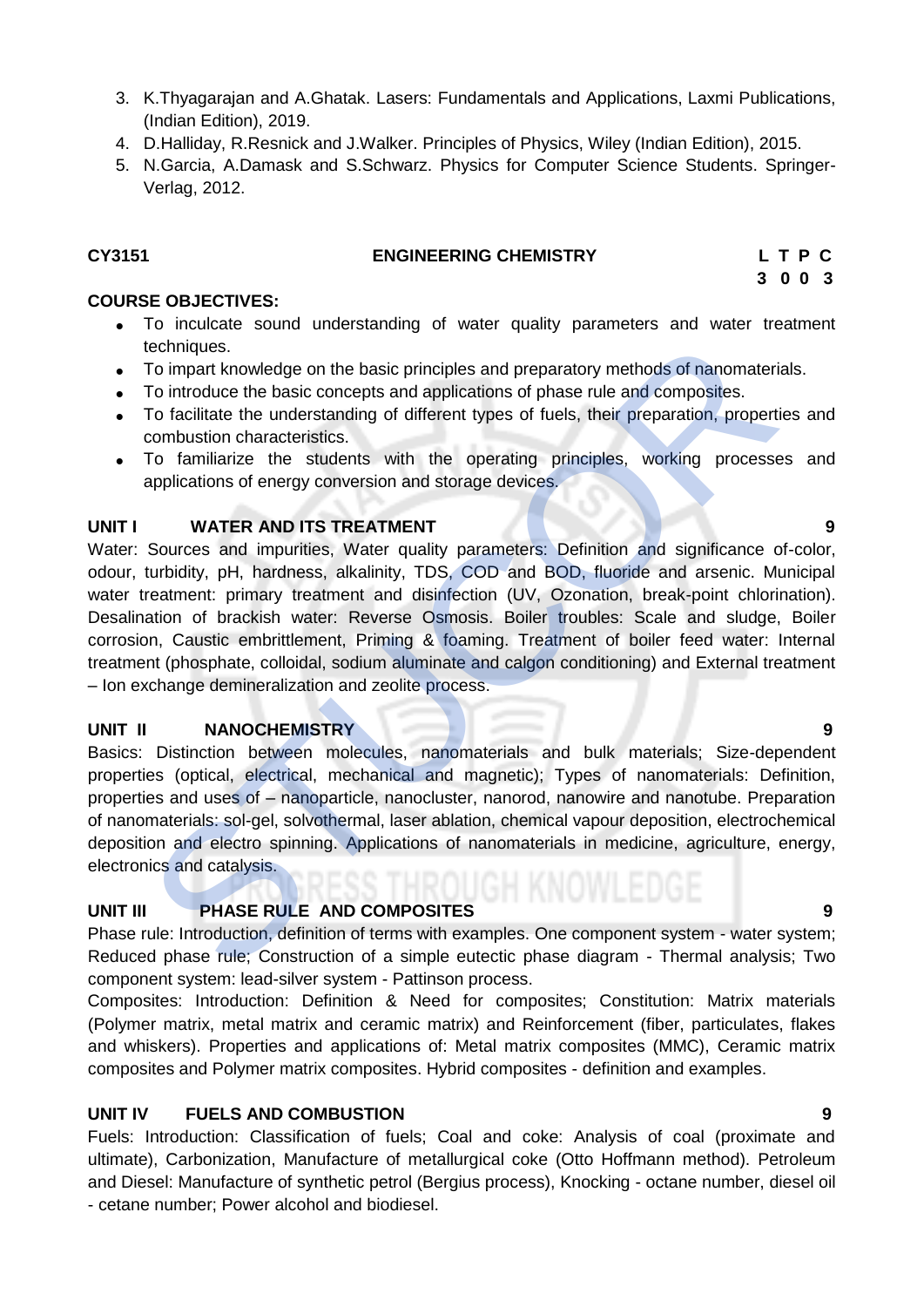3. K.Thyagarajan and A.Ghatak. Lasers: Fundamentals and Applications, Laxmi Publications, (Indian Edition), 2019.
4. D.Halliday, R.Resnick and J.Walker. Principles of Physics, Wiley (Indian Edition), 2015.
5. N.Garcia, A.Damask and S.Schwarz. Physics for Computer Science Students. Springer-Verlag, 2012.

**CY3151 ENGINEERING CHEMISTRY**

| L | T | P | C |
|---|---|---|---|
| 3 | 0 | 0 | 3 |

**COURSE OBJECTIVES:**

- To inculcate sound understanding of water quality parameters and water treatment techniques.
- To impart knowledge on the basic principles and preparatory methods of nanomaterials.
- To introduce the basic concepts and applications of phase rule and composites.
- To facilitate the understanding of different types of fuels, their preparation, properties and combustion characteristics.
- To familiarize the students with the operating principles, working processes and applications of energy conversion and storage devices.

**UNIT I WATER AND ITS TREATMENT 9**

Water: Sources and impurities, Water quality parameters: Definition and significance of-color, odour, turbidity, pH, hardness, alkalinity, TDS, COD and BOD, fluoride and arsenic. Municipal water treatment: primary treatment and disinfection (UV, Ozonation, break-point chlorination). Desalination of brackish water: Reverse Osmosis. Boiler troubles: Scale and sludge, Boiler corrosion, Caustic embrittlement, Priming & foaming. Treatment of boiler feed water: Internal treatment (phosphate, colloidal, sodium aluminate and calgon conditioning) and External treatment – Ion exchange demineralization and zeolite process.

**UNIT II NANOCHEMISTRY 9**

Basics: Distinction between molecules, nanomaterials and bulk materials; Size-dependent properties (optical, electrical, mechanical and magnetic); Types of nanomaterials: Definition, properties and uses of – nanoparticle, nanocluster, nanorod, nanowire and nanotube. Preparation of nanomaterials: sol-gel, solvothermal, laser ablation, chemical vapour deposition, electrochemical deposition and electro spinning. Applications of nanomaterials in medicine, agriculture, energy, electronics and catalysis.

**UNIT III PHASE RULE AND COMPOSITES 9**

Phase rule: Introduction, definition of terms with examples. One component system - water system; Reduced phase rule; Construction of a simple eutectic phase diagram - Thermal analysis; Two component system: lead-silver system - Pattinson process.

Composites: Introduction: Definition & Need for composites; Constitution: Matrix materials (Polymer matrix, metal matrix and ceramic matrix) and Reinforcement (fiber, particulates, flakes and whiskers). Properties and applications of: Metal matrix composites (MMC), Ceramic matrix composites and Polymer matrix composites. Hybrid composites - definition and examples.

**UNIT IV FUELS AND COMBUSTION 9**

Fuels: Introduction: Classification of fuels; Coal and coke: Analysis of coal (proximate and ultimate), Carbonization, Manufacture of metallurgical coke (Otto Hoffmann method). Petroleum and Diesel: Manufacture of synthetic petrol (Bergius process), Knocking - octane number, diesel oil - cetane number; Power alcohol and biodiesel.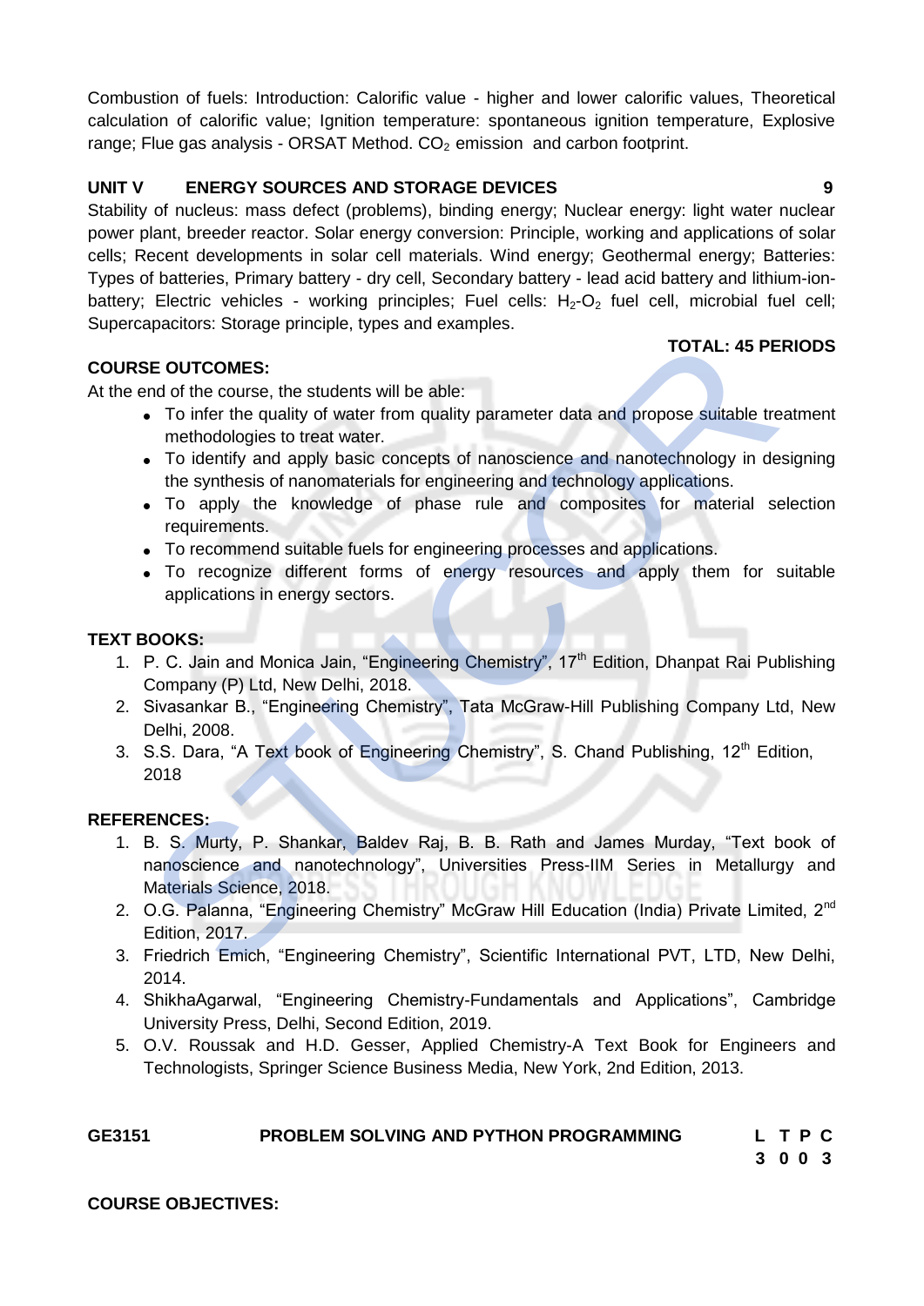Combustion of fuels: Introduction: Calorific value - higher and lower calorific values, Theoretical calculation of calorific value; Ignition temperature: spontaneous ignition temperature, Explosive range; Flue gas analysis - ORSAT Method. $CO_2$ emission and carbon footprint.

**UNIT V ENERGY SOURCES AND STORAGE DEVICES** **9**

Stability of nucleus: mass defect (problems), binding energy; Nuclear energy: light water nuclear power plant, breeder reactor. Solar energy conversion: Principle, working and applications of solar cells; Recent developments in solar cell materials. Wind energy; Geothermal energy; Batteries: Types of batteries, Primary battery - dry cell, Secondary battery - lead acid battery and lithium-ion-battery; Electric vehicles - working principles; Fuel cells: $H_2$-$O_2$ fuel cell, microbial fuel cell; Supercapacitors: Storage principle, types and examples.

**TOTAL: 45 PERIODS**

**COURSE OUTCOMES:**

At the end of the course, the students will be able:

- To infer the quality of water from quality parameter data and propose suitable treatment methodologies to treat water.
- To identify and apply basic concepts of nanoscience and nanotechnology in designing the synthesis of nanomaterials for engineering and technology applications.
- To apply the knowledge of phase rule and composites for material selection requirements.
- To recommend suitable fuels for engineering processes and applications.
- To recognize different forms of energy resources and apply them for suitable applications in energy sectors.

**TEXT BOOKS:**

1. P. C. Jain and Monica Jain, "Engineering Chemistry", 17th Edition, Dhanpat Rai Publishing Company (P) Ltd, New Delhi, 2018.
2. Sivasankar B., "Engineering Chemistry", Tata McGraw-Hill Publishing Company Ltd, New Delhi, 2008.
3. S.S. Dara, "A Text book of Engineering Chemistry", S. Chand Publishing, 12th Edition, 2018

**REFERENCES:**

1. B. S. Murty, P. Shankar, Baldev Raj, B. B. Rath and James Murday, "Text book of nanoscience and nanotechnology", Universities Press-IIM Series in Metallurgy and Materials Science, 2018.
2. O.G. Palanna, "Engineering Chemistry" McGraw Hill Education (India) Private Limited, 2nd Edition, 2017.
3. Friedrich Emich, "Engineering Chemistry", Scientific International PVT, LTD, New Delhi, 2014.
4. ShikhaAgarwal, "Engineering Chemistry-Fundamentals and Applications", Cambridge University Press, Delhi, Second Edition, 2019.
5. O.V. Roussak and H.D. Gesser, Applied Chemistry-A Text Book for Engineers and Technologists, Springer Science Business Media, New York, 2nd Edition, 2013.

| GE3151 | PROBLEM SOLVING AND PYTHON PROGRAMMING | L T P C |
|---|---|---|
| | | 3 0 0 3 |

**COURSE OBJECTIVES:**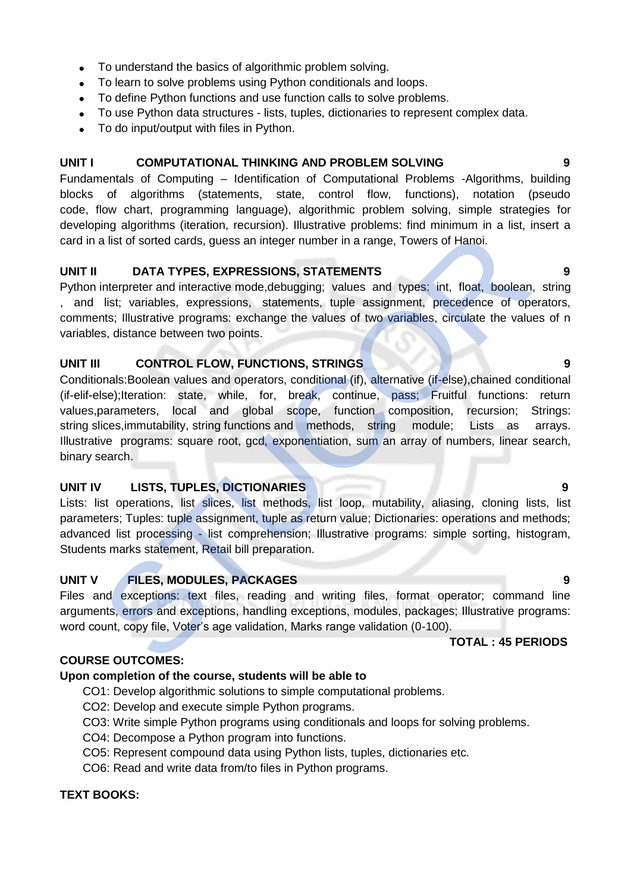- To understand the basics of algorithmic problem solving.
- To learn to solve problems using Python conditionals and loops.
- To define Python functions and use function calls to solve problems.
- To use Python data structures - lists, tuples, dictionaries to represent complex data.
- To do input/output with files in Python.

**UNIT I COMPUTATIONAL THINKING AND PROBLEM SOLVING 9**

Fundamentals of Computing – Identification of Computational Problems -Algorithms, building blocks of algorithms (statements, state, control flow, functions), notation (pseudo code, flow chart, programming language), algorithmic problem solving, simple strategies for developing algorithms (iteration, recursion). Illustrative problems: find minimum in a list, insert a card in a list of sorted cards, guess an integer number in a range, Towers of Hanoi.

**UNIT II DATA TYPES, EXPRESSIONS, STATEMENTS 9**

Python interpreter and interactive mode,debugging; values and types: int, float, boolean, string , and list; variables, expressions, statements, tuple assignment, precedence of operators, comments; Illustrative programs: exchange the values of two variables, circulate the values of n variables, distance between two points.

**UNIT III CONTROL FLOW, FUNCTIONS, STRINGS 9**

Conditionals:Boolean values and operators, conditional (if), alternative (if-else),chained conditional (if-elif-else);Iteration: state, while, for, break, continue, pass; Fruitful functions: return values,parameters, local and global scope, function composition, recursion; Strings: string slices,immutability, string functions and methods, string module; Lists as arrays. Illustrative programs: square root, gcd, exponentiation, sum an array of numbers, linear search, binary search.

**UNIT IV LISTS, TUPLES, DICTIONARIES 9**

Lists: list operations, list slices, list methods, list loop, mutability, aliasing, cloning lists, list parameters; Tuples: tuple assignment, tuple as return value; Dictionaries: operations and methods; advanced list processing - list comprehension; Illustrative programs: simple sorting, histogram, Students marks statement, Retail bill preparation.

**UNIT V FILES, MODULES, PACKAGES 9**

Files and exceptions: text files, reading and writing files, format operator; command line arguments, errors and exceptions, handling exceptions, modules, packages; Illustrative programs: word count, copy file, Voter's age validation, Marks range validation (0-100).

**TOTAL : 45 PERIODS**

**COURSE OUTCOMES:**

**Upon completion of the course, students will be able to**

CO1: Develop algorithmic solutions to simple computational problems.

CO2: Develop and execute simple Python programs.

CO3: Write simple Python programs using conditionals and loops for solving problems.

CO4: Decompose a Python program into functions.

CO5: Represent compound data using Python lists, tuples, dictionaries etc.

CO6: Read and write data from/to files in Python programs.

**TEXT BOOKS:**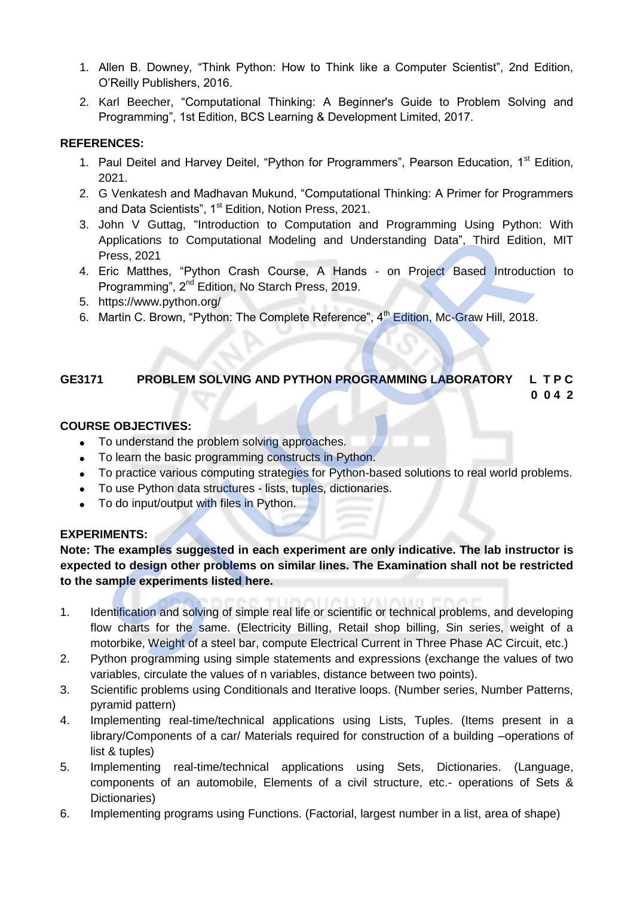1. Allen B. Downey, “Think Python: How to Think like a Computer Scientist”, 2nd Edition, O’Reilly Publishers, 2016.
2. Karl Beecher, “Computational Thinking: A Beginner's Guide to Problem Solving and Programming”, 1st Edition, BCS Learning & Development Limited, 2017.

**REFERENCES:**

1. Paul Deitel and Harvey Deitel, “Python for Programmers”, Pearson Education, 1st Edition, 2021.
2. G Venkatesh and Madhavan Mukund, “Computational Thinking: A Primer for Programmers and Data Scientists”, 1st Edition, Notion Press, 2021.
3. John V Guttag, "Introduction to Computation and Programming Using Python: With Applications to Computational Modeling and Understanding Data”, Third Edition, MIT Press, 2021
4. Eric Matthes, “Python Crash Course, A Hands - on Project Based Introduction to Programming”, 2nd Edition, No Starch Press, 2019.
5. https://www.python.org/
6. Martin C. Brown, “Python: The Complete Reference”, 4th Edition, Mc-Graw Hill, 2018.

**GE3171 PROBLEM SOLVING AND PYTHON PROGRAMMING LABORATORY** **L T P C 0 0 4 2**

**COURSE OBJECTIVES:**

- To understand the problem solving approaches.
- To learn the basic programming constructs in Python.
- To practice various computing strategies for Python-based solutions to real world problems.
- To use Python data structures - lists, tuples, dictionaries.
- To do input/output with files in Python.

**EXPERIMENTS:**

**Note: The examples suggested in each experiment are only indicative. The lab instructor is expected to design other problems on similar lines. The Examination shall not be restricted to the sample experiments listed here.**

1. Identification and solving of simple real life or scientific or technical problems, and developing flow charts for the same. (Electricity Billing, Retail shop billing, Sin series, weight of a motorbike, Weight of a steel bar, compute Electrical Current in Three Phase AC Circuit, etc.)
2. Python programming using simple statements and expressions (exchange the values of two variables, circulate the values of n variables, distance between two points).
3. Scientific problems using Conditionals and Iterative loops. (Number series, Number Patterns, pyramid pattern)
4. Implementing real-time/technical applications using Lists, Tuples. (Items present in a library/Components of a car/ Materials required for construction of a building –operations of list & tuples)
5. Implementing real-time/technical applications using Sets, Dictionaries. (Language, components of an automobile, Elements of a civil structure, etc.- operations of Sets & Dictionaries)
6. Implementing programs using Functions. (Factorial, largest number in a list, area of shape)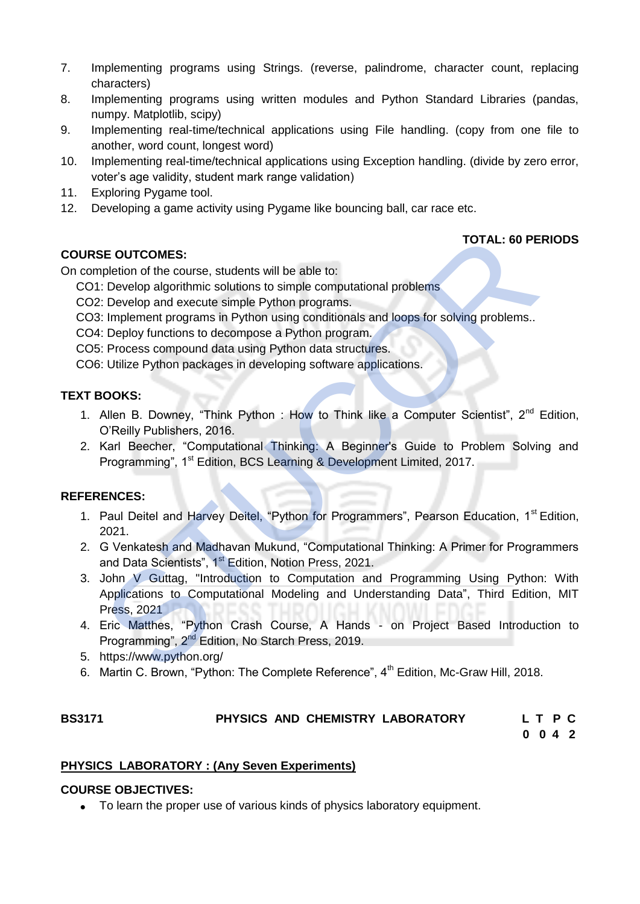7. Implementing programs using Strings. (reverse, palindrome, character count, replacing characters)
8. Implementing programs using written modules and Python Standard Libraries (pandas, numpy. Matplotlib, scipy)
9. Implementing real-time/technical applications using File handling. (copy from one file to another, word count, longest word)
10. Implementing real-time/technical applications using Exception handling. (divide by zero error, voter's age validity, student mark range validation)
11. Exploring Pygame tool.
12. Developing a game activity using Pygame like bouncing ball, car race etc.

**TOTAL: 60 PERIODS**

**COURSE OUTCOMES:**

On completion of the course, students will be able to:

CO1: Develop algorithmic solutions to simple computational problems

CO2: Develop and execute simple Python programs.

CO3: Implement programs in Python using conditionals and loops for solving problems..

CO4: Deploy functions to decompose a Python program.

CO5: Process compound data using Python data structures.

CO6: Utilize Python packages in developing software applications.

**TEXT BOOKS:**

1. Allen B. Downey, "Think Python : How to Think like a Computer Scientist", 2nd Edition, O'Reilly Publishers, 2016.
2. Karl Beecher, "Computational Thinking: A Beginner's Guide to Problem Solving and Programming", 1st Edition, BCS Learning & Development Limited, 2017.

**REFERENCES:**

1. Paul Deitel and Harvey Deitel, "Python for Programmers", Pearson Education, 1st Edition, 2021.
2. G Venkatesh and Madhavan Mukund, "Computational Thinking: A Primer for Programmers and Data Scientists", 1st Edition, Notion Press, 2021.
3. John V Guttag, "Introduction to Computation and Programming Using Python: With Applications to Computational Modeling and Understanding Data", Third Edition, MIT Press, 2021
4. Eric Matthes, "Python Crash Course, A Hands - on Project Based Introduction to Programming", 2nd Edition, No Starch Press, 2019.
5. https://www.python.org/
6. Martin C. Brown, "Python: The Complete Reference", 4th Edition, Mc-Graw Hill, 2018.

| **BS3171** | **PHYSICS AND CHEMISTRY LABORATORY** | **L T P C** |
|---|---|---|
| | | **0 0 4 2** |

**PHYSICS LABORATORY : (Any Seven Experiments)**

**COURSE OBJECTIVES:**

- To learn the proper use of various kinds of physics laboratory equipment.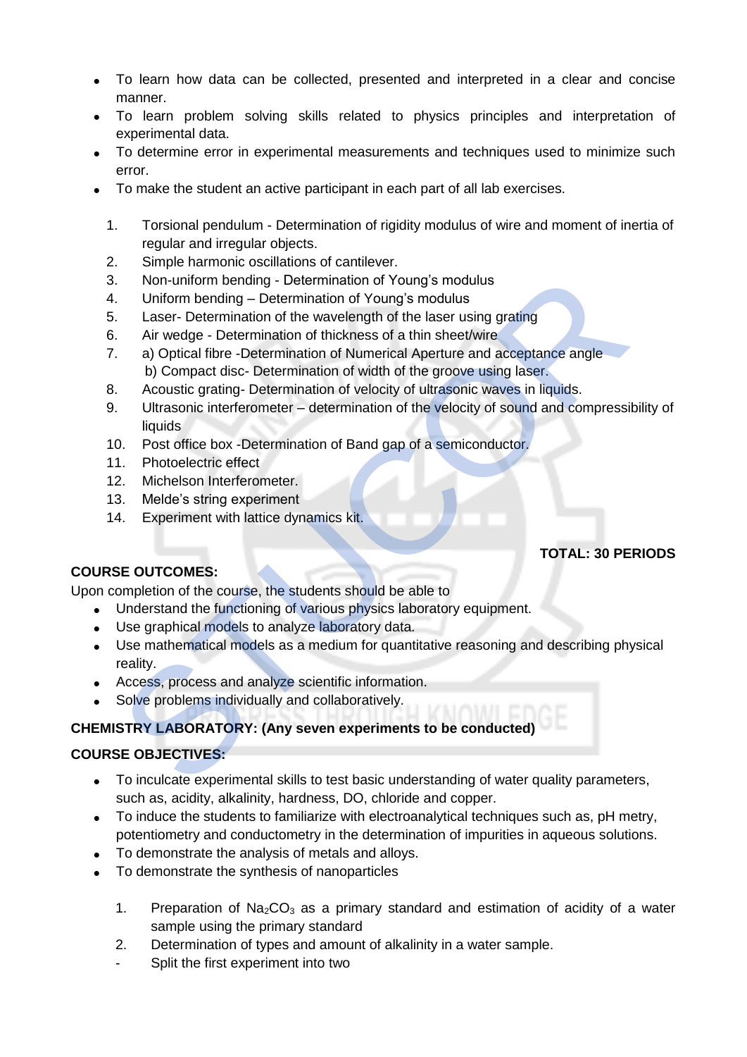- To learn how data can be collected, presented and interpreted in a clear and concise manner.
- To learn problem solving skills related to physics principles and interpretation of experimental data.
- To determine error in experimental measurements and techniques used to minimize such error.
- To make the student an active participant in each part of all lab exercises.

1. Torsional pendulum - Determination of rigidity modulus of wire and moment of inertia of regular and irregular objects.
2. Simple harmonic oscillations of cantilever.
3. Non-uniform bending - Determination of Young's modulus
4. Uniform bending – Determination of Young's modulus
5. Laser- Determination of the wavelength of the laser using grating
6. Air wedge - Determination of thickness of a thin sheet/wire
7. a) Optical fibre -Determination of Numerical Aperture and acceptance angle
   b) Compact disc- Determination of width of the groove using laser.
8. Acoustic grating- Determination of velocity of ultrasonic waves in liquids.
9. Ultrasonic interferometer – determination of the velocity of sound and compressibility of liquids
10. Post office box -Determination of Band gap of a semiconductor.
11. Photoelectric effect
12. Michelson Interferometer.
13. Melde's string experiment
14. Experiment with lattice dynamics kit.

**TOTAL: 30 PERIODS**

**COURSE OUTCOMES:**

Upon completion of the course, the students should be able to

- Understand the functioning of various physics laboratory equipment.
- Use graphical models to analyze laboratory data.
- Use mathematical models as a medium for quantitative reasoning and describing physical reality.
- Access, process and analyze scientific information.
- Solve problems individually and collaboratively.

**CHEMISTRY LABORATORY: (Any seven experiments to be conducted)**

**COURSE OBJECTIVES:**

- To inculcate experimental skills to test basic understanding of water quality parameters, such as, acidity, alkalinity, hardness, DO, chloride and copper.
- To induce the students to familiarize with electroanalytical techniques such as, pH metry, potentiometry and conductometry in the determination of impurities in aqueous solutions.
- To demonstrate the analysis of metals and alloys.
- To demonstrate the synthesis of nanoparticles

1. Preparation of $Na_2CO_3$ as a primary standard and estimation of acidity of a water sample using the primary standard
2. Determination of types and amount of alkalinity in a water sample.

- Split the first experiment into two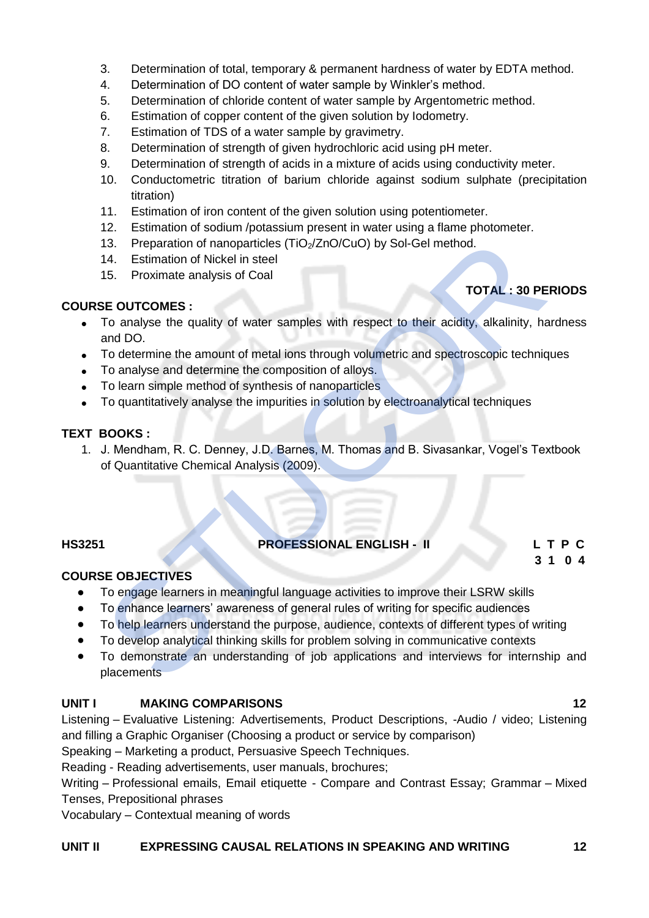3. Determination of total, temporary & permanent hardness of water by EDTA method.
4. Determination of DO content of water sample by Winkler's method.
5. Determination of chloride content of water sample by Argentometric method.
6. Estimation of copper content of the given solution by Iodometry.
7. Estimation of TDS of a water sample by gravimetry.
8. Determination of strength of given hydrochloric acid using pH meter.
9. Determination of strength of acids in a mixture of acids using conductivity meter.
10. Conductometric titration of barium chloride against sodium sulphate (precipitation titration)
11. Estimation of iron content of the given solution using potentiometer.
12. Estimation of sodium /potassium present in water using a flame photometer.
13. Preparation of nanoparticles ($TiO_2$/ZnO/CuO) by Sol-Gel method.
14. Estimation of Nickel in steel
15. Proximate analysis of Coal

**TOTAL : 30 PERIODS**

**COURSE OUTCOMES :**

- To analyse the quality of water samples with respect to their acidity, alkalinity, hardness and DO.
- To determine the amount of metal ions through volumetric and spectroscopic techniques
- To analyse and determine the composition of alloys.
- To learn simple method of synthesis of nanoparticles
- To quantitatively analyse the impurities in solution by electroanalytical techniques

**TEXT BOOKS :**

1. J. Mendham, R. C. Denney, J.D. Barnes, M. Thomas and B. Sivasankar, Vogel's Textbook of Quantitative Chemical Analysis (2009).

**HS3251 PROFESSIONAL ENGLISH - II**

**L T P C**
**3 1 0 4**

**COURSE OBJECTIVES**

- To engage learners in meaningful language activities to improve their LSRW skills
- To enhance learners' awareness of general rules of writing for specific audiences
- To help learners understand the purpose, audience, contexts of different types of writing
- To develop analytical thinking skills for problem solving in communicative contexts
- To demonstrate an understanding of job applications and interviews for internship and placements

**UNIT I MAKING COMPARISONS 12**

Listening – Evaluative Listening: Advertisements, Product Descriptions, -Audio / video; Listening and filling a Graphic Organiser (Choosing a product or service by comparison)
Speaking – Marketing a product, Persuasive Speech Techniques.
Reading - Reading advertisements, user manuals, brochures;
Writing – Professional emails, Email etiquette - Compare and Contrast Essay; Grammar – Mixed Tenses, Prepositional phrases
Vocabulary – Contextual meaning of words

**UNIT II EXPRESSING CAUSAL RELATIONS IN SPEAKING AND WRITING 12**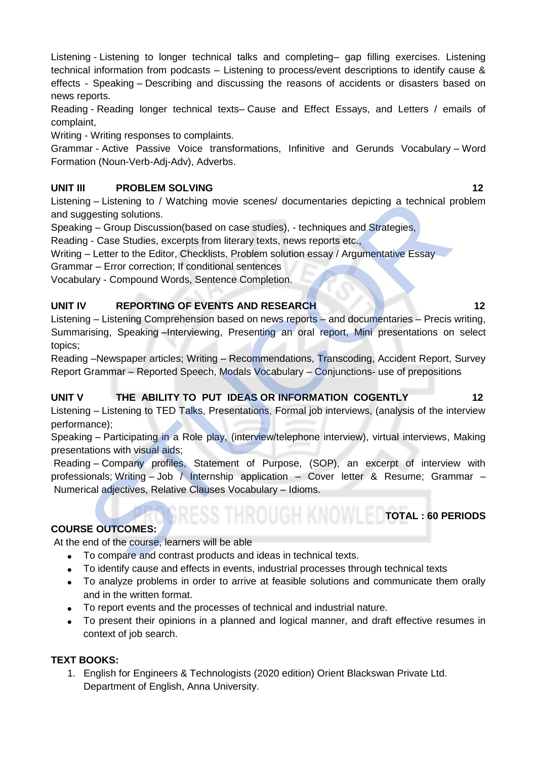Listening - Listening to longer technical talks and completing– gap filling exercises. Listening technical information from podcasts – Listening to process/event descriptions to identify cause & effects - Speaking – Describing and discussing the reasons of accidents or disasters based on news reports.

Reading - Reading longer technical texts– Cause and Effect Essays, and Letters / emails of complaint,

Writing - Writing responses to complaints.

Grammar - Active Passive Voice transformations, Infinitive and Gerunds Vocabulary – Word Formation (Noun-Verb-Adj-Adv), Adverbs.

**UNIT III PROBLEM SOLVING 12**

Listening – Listening to / Watching movie scenes/ documentaries depicting a technical problem and suggesting solutions.

Speaking – Group Discussion(based on case studies), - techniques and Strategies,

Reading - Case Studies, excerpts from literary texts, news reports etc.,

Writing – Letter to the Editor, Checklists, Problem solution essay / Argumentative Essay

Grammar – Error correction; If conditional sentences

Vocabulary - Compound Words, Sentence Completion.

**UNIT IV REPORTING OF EVENTS AND RESEARCH 12**

Listening – Listening Comprehension based on news reports – and documentaries – Precis writing, Summarising, Speaking –Interviewing, Presenting an oral report, Mini presentations on select topics;

Reading –Newspaper articles; Writing – Recommendations, Transcoding, Accident Report, Survey Report Grammar – Reported Speech, Modals Vocabulary – Conjunctions- use of prepositions

**UNIT V THE ABILITY TO PUT IDEAS OR INFORMATION COGENTLY 12**

Listening – Listening to TED Talks, Presentations, Formal job interviews, (analysis of the interview performance);

Speaking – Participating in a Role play, (interview/telephone interview), virtual interviews, Making presentations with visual aids;

Reading – Company profiles, Statement of Purpose, (SOP), an excerpt of interview with professionals; Writing – Job / Internship application – Cover letter & Resume; Grammar – Numerical adjectives, Relative Clauses Vocabulary – Idioms.

**TOTAL : 60 PERIODS**

**COURSE OUTCOMES:**

At the end of the course, learners will be able

- To compare and contrast products and ideas in technical texts.
- To identify cause and effects in events, industrial processes through technical texts
- To analyze problems in order to arrive at feasible solutions and communicate them orally and in the written format.
- To report events and the processes of technical and industrial nature.
- To present their opinions in a planned and logical manner, and draft effective resumes in context of job search.

**TEXT BOOKS:**

1. English for Engineers & Technologists (2020 edition) Orient Blackswan Private Ltd. Department of English, Anna University.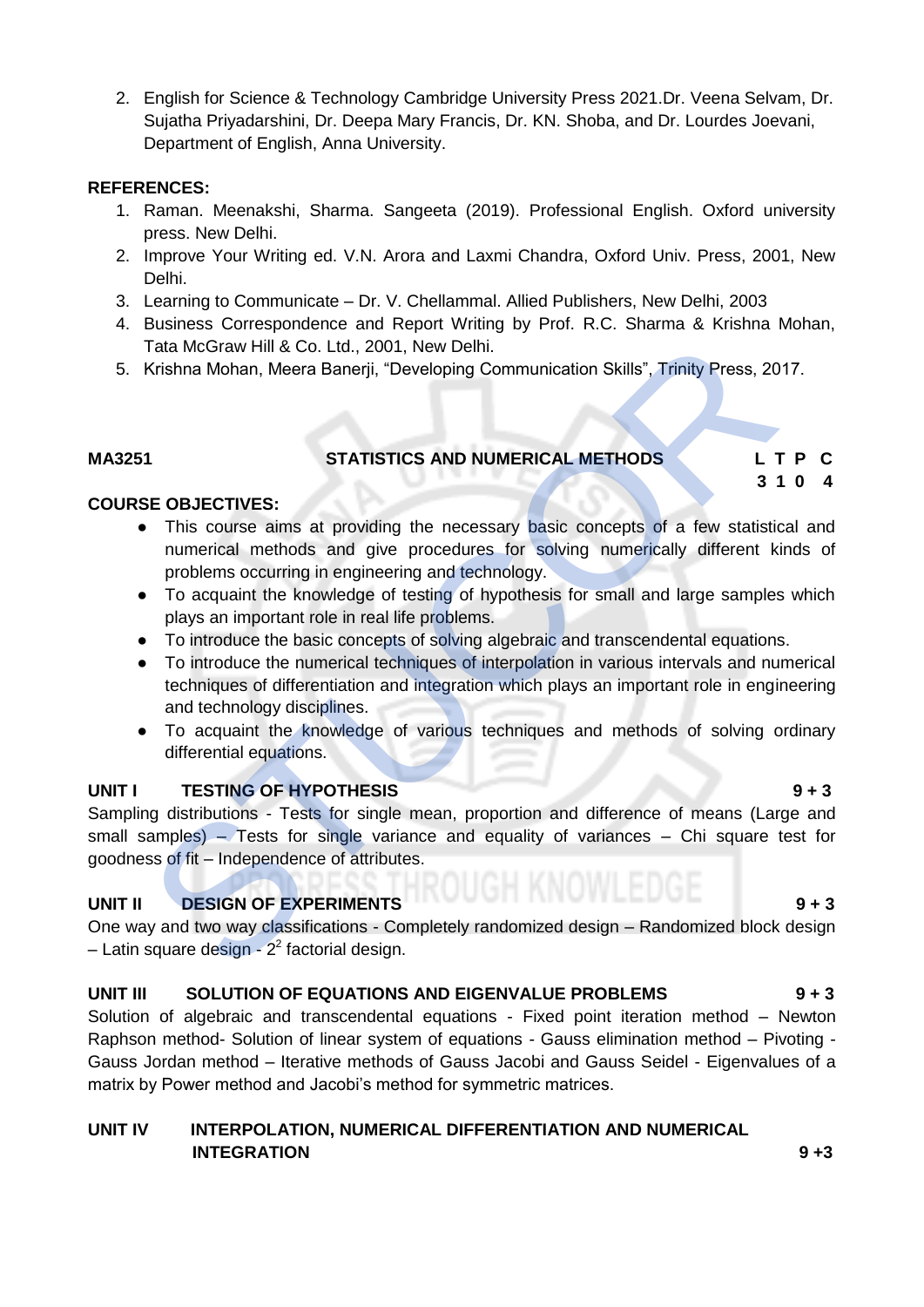2. English for Science & Technology Cambridge University Press 2021.Dr. Veena Selvam, Dr. Sujatha Priyadarshini, Dr. Deepa Mary Francis, Dr. KN. Shoba, and Dr. Lourdes Joevani, Department of English, Anna University.

**REFERENCES:**

1. Raman. Meenakshi, Sharma. Sangeeta (2019). Professional English. Oxford university press. New Delhi.
2. Improve Your Writing ed. V.N. Arora and Laxmi Chandra, Oxford Univ. Press, 2001, New Delhi.
3. Learning to Communicate – Dr. V. Chellammal. Allied Publishers, New Delhi, 2003
4. Business Correspondence and Report Writing by Prof. R.C. Sharma & Krishna Mohan, Tata McGraw Hill & Co. Ltd., 2001, New Delhi.
5. Krishna Mohan, Meera Banerji, "Developing Communication Skills", Trinity Press, 2017.

| **MA3251** | **STATISTICS AND NUMERICAL METHODS** | **L T P C** |
|---|---|---|
| | | **3 1 0 4** |

**COURSE OBJECTIVES:**

- This course aims at providing the necessary basic concepts of a few statistical and numerical methods and give procedures for solving numerically different kinds of problems occurring in engineering and technology.
- To acquaint the knowledge of testing of hypothesis for small and large samples which plays an important role in real life problems.
- To introduce the basic concepts of solving algebraic and transcendental equations.
- To introduce the numerical techniques of interpolation in various intervals and numerical techniques of differentiation and integration which plays an important role in engineering and technology disciplines.
- To acquaint the knowledge of various techniques and methods of solving ordinary differential equations.

**UNIT I TESTING OF HYPOTHESIS** **9 + 3**

Sampling distributions - Tests for single mean, proportion and difference of means (Large and small samples) – Tests for single variance and equality of variances – Chi square test for goodness of fit – Independence of attributes.

**UNIT II DESIGN OF EXPERIMENTS** **9 + 3**

One way and two way classifications - Completely randomized design – Randomized block design – Latin square design - $2^2$ factorial design.

**UNIT III SOLUTION OF EQUATIONS AND EIGENVALUE PROBLEMS** **9 + 3**

Solution of algebraic and transcendental equations - Fixed point iteration method – Newton Raphson method- Solution of linear system of equations - Gauss elimination method – Pivoting - Gauss Jordan method – Iterative methods of Gauss Jacobi and Gauss Seidel - Eigenvalues of a matrix by Power method and Jacobi's method for symmetric matrices.

**UNIT IV INTERPOLATION, NUMERICAL DIFFERENTIATION AND NUMERICAL INTEGRATION** **9 +3**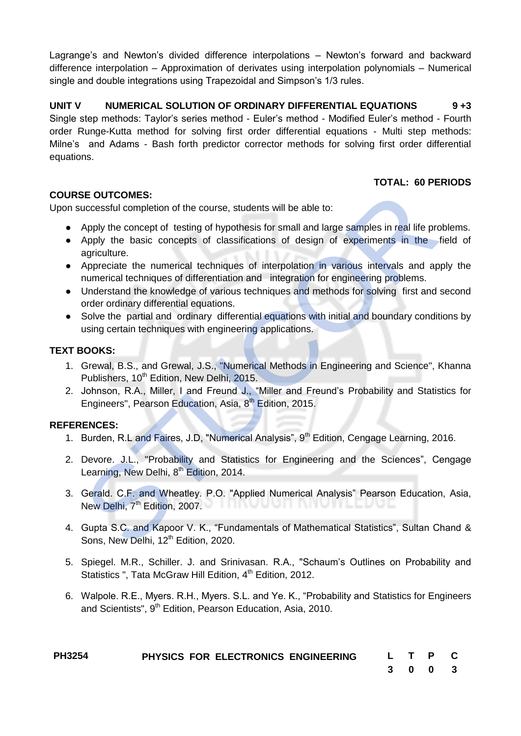Lagrange's and Newton's divided difference interpolations – Newton's forward and backward difference interpolation – Approximation of derivates using interpolation polynomials – Numerical single and double integrations using Trapezoidal and Simpson's 1/3 rules.

**UNIT V NUMERICAL SOLUTION OF ORDINARY DIFFERENTIAL EQUATIONS 9 +3**

Single step methods: Taylor's series method - Euler's method - Modified Euler's method - Fourth order Runge-Kutta method for solving first order differential equations - Multi step methods: Milne's and Adams - Bash forth predictor corrector methods for solving first order differential equations.

**TOTAL: 60 PERIODS**

**COURSE OUTCOMES:**

Upon successful completion of the course, students will be able to:

- Apply the concept of testing of hypothesis for small and large samples in real life problems.
- Apply the basic concepts of classifications of design of experiments in the field of agriculture.
- Appreciate the numerical techniques of interpolation in various intervals and apply the numerical techniques of differentiation and integration for engineering problems.
- Understand the knowledge of various techniques and methods for solving first and second order ordinary differential equations.
- Solve the partial and ordinary differential equations with initial and boundary conditions by using certain techniques with engineering applications.

**TEXT BOOKS:**

1. Grewal, B.S., and Grewal, J.S., "Numerical Methods in Engineering and Science", Khanna Publishers, 10th Edition, New Delhi, 2015.
2. Johnson, R.A., Miller, I and Freund J., "Miller and Freund's Probability and Statistics for Engineers", Pearson Education, Asia, 8th Edition, 2015.

**REFERENCES:**

1. Burden, R.L and Faires, J.D, "Numerical Analysis", 9th Edition, Cengage Learning, 2016.
2. Devore. J.L., "Probability and Statistics for Engineering and the Sciences", Cengage Learning, New Delhi, 8th Edition, 2014.
3. Gerald. C.F. and Wheatley. P.O. "Applied Numerical Analysis" Pearson Education, Asia, New Delhi, 7th Edition, 2007.
4. Gupta S.C. and Kapoor V. K., "Fundamentals of Mathematical Statistics", Sultan Chand & Sons, New Delhi, 12th Edition, 2020.
5. Spiegel. M.R., Schiller. J. and Srinivasan. R.A., "Schaum's Outlines on Probability and Statistics ", Tata McGraw Hill Edition, 4th Edition, 2012.
6. Walpole. R.E., Myers. R.H., Myers. S.L. and Ye. K., "Probability and Statistics for Engineers and Scientists", 9th Edition, Pearson Education, Asia, 2010.

| PH3254 | PHYSICS FOR ELECTRONICS ENGINEERING | L | T | P | C |
|---|---|---|---|---|---|
| | | 3 | 0 | 0 | 3 |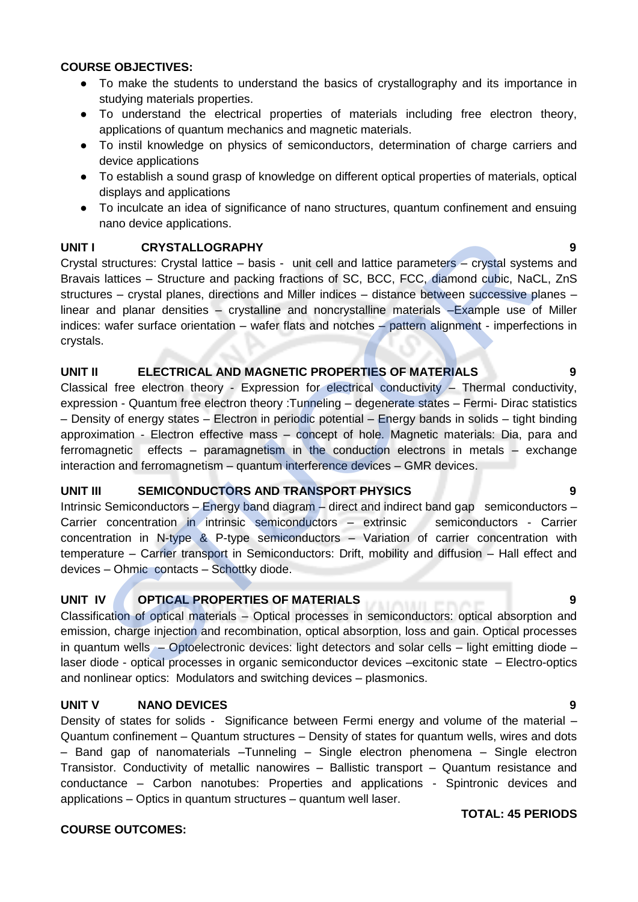**COURSE OBJECTIVES:**

- To make the students to understand the basics of crystallography and its importance in studying materials properties.
- To understand the electrical properties of materials including free electron theory, applications of quantum mechanics and magnetic materials.
- To instil knowledge on physics of semiconductors, determination of charge carriers and device applications
- To establish a sound grasp of knowledge on different optical properties of materials, optical displays and applications
- To inculcate an idea of significance of nano structures, quantum confinement and ensuing nano device applications.

**UNIT I CRYSTALLOGRAPHY 9**

Crystal structures: Crystal lattice – basis - unit cell and lattice parameters – crystal systems and Bravais lattices – Structure and packing fractions of SC, BCC, FCC, diamond cubic, NaCL, ZnS structures – crystal planes, directions and Miller indices – distance between successive planes – linear and planar densities – crystalline and noncrystalline materials –Example use of Miller indices: wafer surface orientation – wafer flats and notches – pattern alignment - imperfections in crystals.

**UNIT II ELECTRICAL AND MAGNETIC PROPERTIES OF MATERIALS 9**

Classical free electron theory - Expression for electrical conductivity – Thermal conductivity, expression - Quantum free electron theory :Tunneling – degenerate states – Fermi- Dirac statistics – Density of energy states – Electron in periodic potential – Energy bands in solids – tight binding approximation - Electron effective mass – concept of hole. Magnetic materials: Dia, para and ferromagnetic effects – paramagnetism in the conduction electrons in metals – exchange interaction and ferromagnetism – quantum interference devices – GMR devices.

**UNIT III SEMICONDUCTORS AND TRANSPORT PHYSICS 9**

Intrinsic Semiconductors – Energy band diagram – direct and indirect band gap semiconductors – Carrier concentration in intrinsic semiconductors – extrinsic semiconductors - Carrier concentration in N-type & P-type semiconductors – Variation of carrier concentration with temperature – Carrier transport in Semiconductors: Drift, mobility and diffusion – Hall effect and devices – Ohmic contacts – Schottky diode.

**UNIT IV OPTICAL PROPERTIES OF MATERIALS 9**

Classification of optical materials – Optical processes in semiconductors: optical absorption and emission, charge injection and recombination, optical absorption, loss and gain. Optical processes in quantum wells – Optoelectronic devices: light detectors and solar cells – light emitting diode – laser diode - optical processes in organic semiconductor devices –excitonic state – Electro-optics and nonlinear optics: Modulators and switching devices – plasmonics.

**UNIT V NANO DEVICES 9**

Density of states for solids - Significance between Fermi energy and volume of the material – Quantum confinement – Quantum structures – Density of states for quantum wells, wires and dots – Band gap of nanomaterials –Tunneling – Single electron phenomena – Single electron Transistor. Conductivity of metallic nanowires – Ballistic transport – Quantum resistance and conductance – Carbon nanotubes: Properties and applications - Spintronic devices and applications – Optics in quantum structures – quantum well laser.

**TOTAL: 45 PERIODS**

**COURSE OUTCOMES:**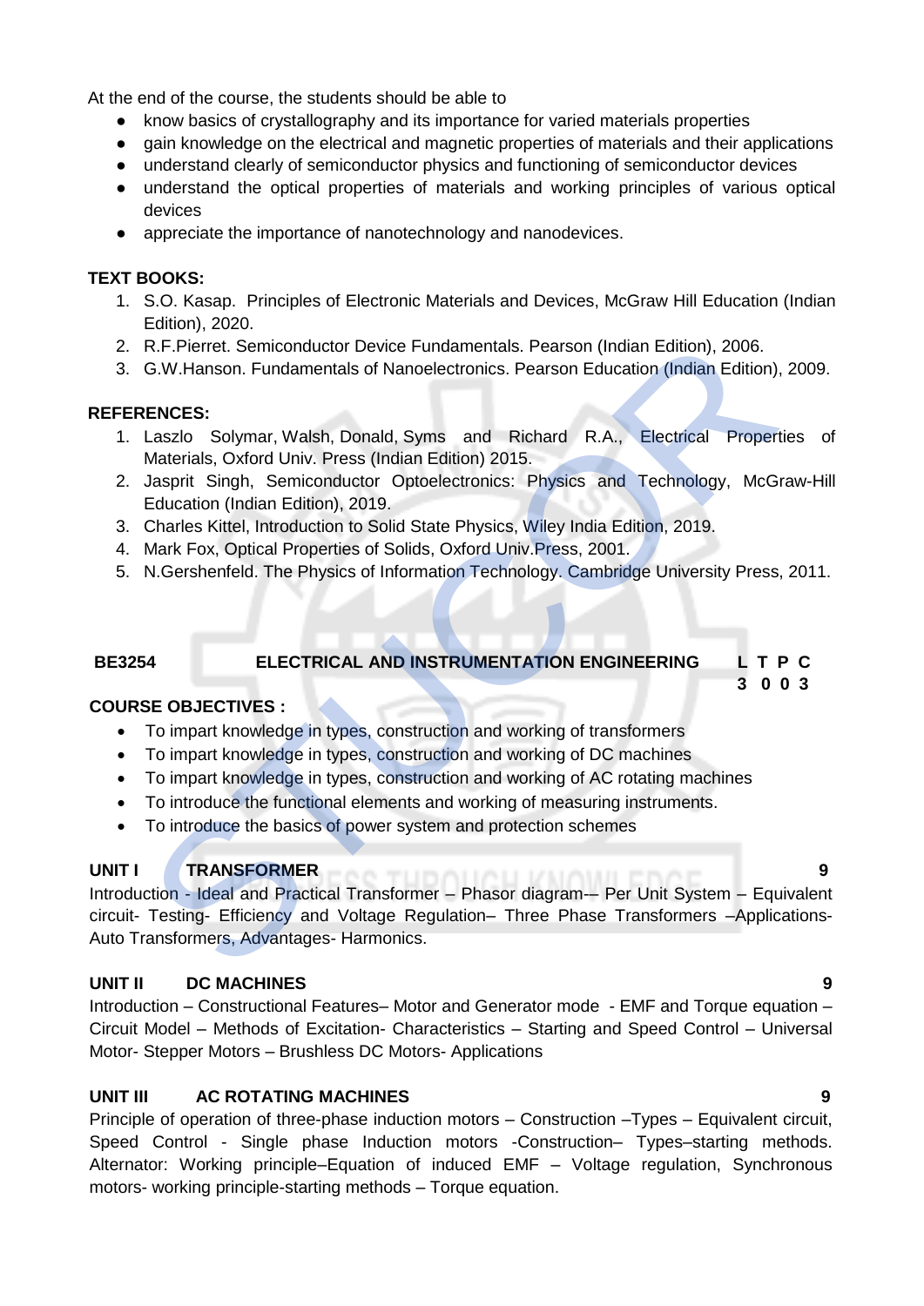At the end of the course, the students should be able to

- know basics of crystallography and its importance for varied materials properties
- gain knowledge on the electrical and magnetic properties of materials and their applications
- understand clearly of semiconductor physics and functioning of semiconductor devices
- understand the optical properties of materials and working principles of various optical devices
- appreciate the importance of nanotechnology and nanodevices.

**TEXT BOOKS:**

1. S.O. Kasap. Principles of Electronic Materials and Devices, McGraw Hill Education (Indian Edition), 2020.
2. R.F.Pierret. Semiconductor Device Fundamentals. Pearson (Indian Edition), 2006.
3. G.W.Hanson. Fundamentals of Nanoelectronics. Pearson Education (Indian Edition), 2009.

**REFERENCES:**

1. Laszlo Solymar, Walsh, Donald, Syms and Richard R.A., Electrical Properties of Materials, Oxford Univ. Press (Indian Edition) 2015.
2. Jasprit Singh, Semiconductor Optoelectronics: Physics and Technology, McGraw-Hill Education (Indian Edition), 2019.
3. Charles Kittel, Introduction to Solid State Physics, Wiley India Edition, 2019.
4. Mark Fox, Optical Properties of Solids, Oxford Univ.Press, 2001.
5. N.Gershenfeld. The Physics of Information Technology. Cambridge University Press, 2011.

| **BE3254** | **ELECTRICAL AND INSTRUMENTATION ENGINEERING** | **L T P C** |
|---|---|---|
| | | **3 0 0 3** |

**COURSE OBJECTIVES :**

- To impart knowledge in types, construction and working of transformers
- To impart knowledge in types, construction and working of DC machines
- To impart knowledge in types, construction and working of AC rotating machines
- To introduce the functional elements and working of measuring instruments.
- To introduce the basics of power system and protection schemes

**UNIT I TRANSFORMER** **9**

Introduction - Ideal and Practical Transformer – Phasor diagram-– Per Unit System – Equivalent circuit- Testing- Efficiency and Voltage Regulation– Three Phase Transformers –Applications- Auto Transformers, Advantages- Harmonics.

**UNIT II DC MACHINES** **9**

Introduction – Constructional Features– Motor and Generator mode - EMF and Torque equation – Circuit Model – Methods of Excitation- Characteristics – Starting and Speed Control – Universal Motor- Stepper Motors – Brushless DC Motors- Applications

**UNIT III AC ROTATING MACHINES** **9**

Principle of operation of three-phase induction motors – Construction –Types – Equivalent circuit, Speed Control - Single phase Induction motors -Construction– Types–starting methods. Alternator: Working principle–Equation of induced EMF – Voltage regulation, Synchronous motors- working principle-starting methods – Torque equation.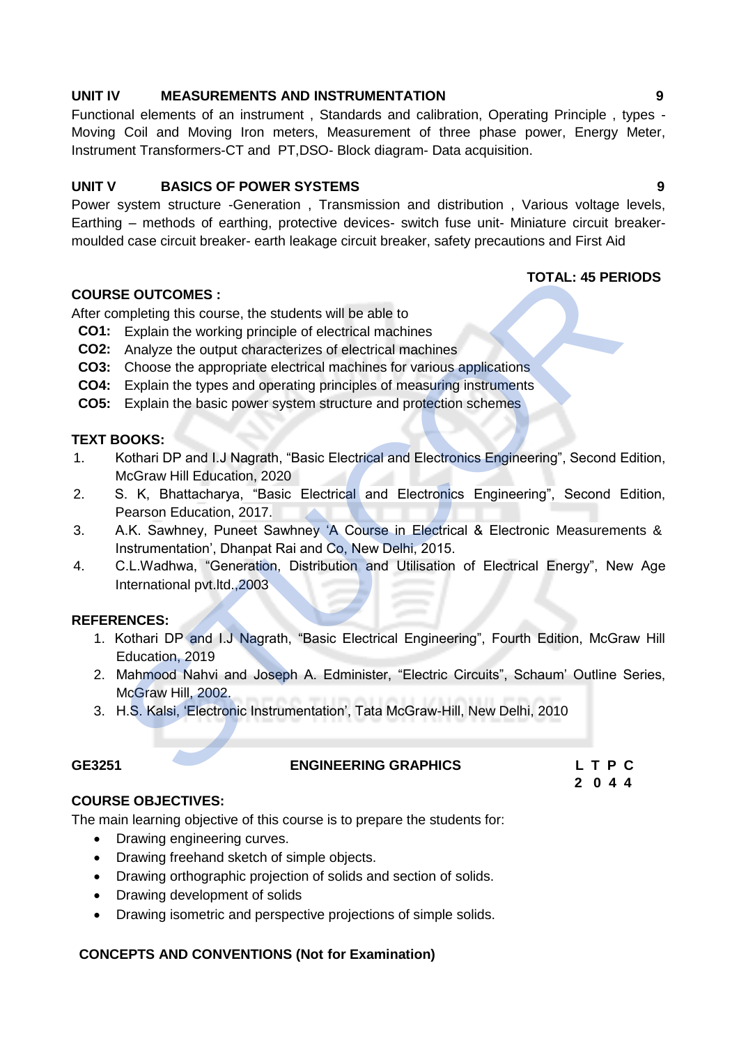### UNIT IV MEASUREMENTS AND INSTRUMENTATION 9

Functional elements of an instrument , Standards and calibration, Operating Principle , types - Moving Coil and Moving Iron meters, Measurement of three phase power, Energy Meter, Instrument Transformers-CT and PT,DSO- Block diagram- Data acquisition.

### UNIT V BASICS OF POWER SYSTEMS 9

Power system structure -Generation , Transmission and distribution , Various voltage levels, Earthing – methods of earthing, protective devices- switch fuse unit- Miniature circuit breaker-moulded case circuit breaker- earth leakage circuit breaker, safety precautions and First Aid

**TOTAL: 45 PERIODS**

### COURSE OUTCOMES :

After completing this course, the students will be able to

- **CO1:** Explain the working principle of electrical machines
- **CO2:** Analyze the output characterizes of electrical machines
- **CO3:** Choose the appropriate electrical machines for various applications
- **CO4:** Explain the types and operating principles of measuring instruments
- **CO5:** Explain the basic power system structure and protection schemes

### TEXT BOOKS:

1. Kothari DP and I.J Nagrath, "Basic Electrical and Electronics Engineering", Second Edition, McGraw Hill Education, 2020
2. S. K, Bhattacharya, "Basic Electrical and Electronics Engineering", Second Edition, Pearson Education, 2017.
3. A.K. Sawhney, Puneet Sawhney 'A Course in Electrical & Electronic Measurements & Instrumentation', Dhanpat Rai and Co, New Delhi, 2015.
4. C.L.Wadhwa, "Generation, Distribution and Utilisation of Electrical Energy", New Age International pvt.ltd.,2003

### REFERENCES:

1. Kothari DP and I.J Nagrath, "Basic Electrical Engineering", Fourth Edition, McGraw Hill Education, 2019
2. Mahmood Nahvi and Joseph A. Edminister, "Electric Circuits", Schaum' Outline Series, McGraw Hill, 2002.
3. H.S. Kalsi, 'Electronic Instrumentation', Tata McGraw-Hill, New Delhi, 2010

## GE3251 ENGINEERING GRAPHICS

| L | T | P | C |
|---|---|---|---|
| 2 | 0 | 4 | 4 |

### COURSE OBJECTIVES:

The main learning objective of this course is to prepare the students for:

- Drawing engineering curves.
- Drawing freehand sketch of simple objects.
- Drawing orthographic projection of solids and section of solids.
- Drawing development of solids
- Drawing isometric and perspective projections of simple solids.

### CONCEPTS AND CONVENTIONS (Not for Examination)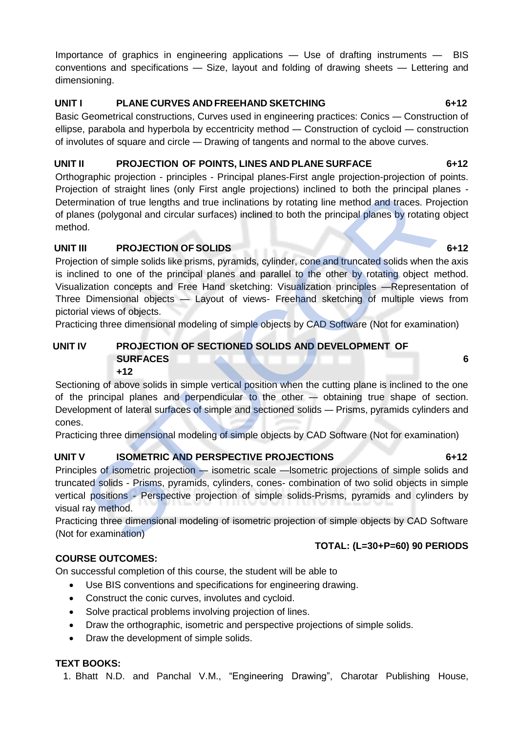Importance of graphics in engineering applications — Use of drafting instruments — BIS conventions and specifications — Size, layout and folding of drawing sheets — Lettering and dimensioning.

**UNIT I PLANE CURVES AND FREEHAND SKETCHING 6+12**

Basic Geometrical constructions, Curves used in engineering practices: Conics — Construction of ellipse, parabola and hyperbola by eccentricity method — Construction of cycloid — construction of involutes of square and circle — Drawing of tangents and normal to the above curves.

**UNIT II PROJECTION OF POINTS, LINES AND PLANE SURFACE 6+12**

Orthographic projection - principles - Principal planes-First angle projection-projection of points. Projection of straight lines (only First angle projections) inclined to both the principal planes - Determination of true lengths and true inclinations by rotating line method and traces. Projection of planes (polygonal and circular surfaces) inclined to both the principal planes by rotating object method.

**UNIT III PROJECTION OF SOLIDS 6+12**

Projection of simple solids like prisms, pyramids, cylinder, cone and truncated solids when the axis is inclined to one of the principal planes and parallel to the other by rotating object method. Visualization concepts and Free Hand sketching: Visualization principles —Representation of Three Dimensional objects — Layout of views- Freehand sketching of multiple views from pictorial views of objects.

Practicing three dimensional modeling of simple objects by CAD Software (Not for examination)

**UNIT IV PROJECTION OF SECTIONED SOLIDS AND DEVELOPMENT OF SURFACES 6+12**

Sectioning of above solids in simple vertical position when the cutting plane is inclined to the one of the principal planes and perpendicular to the other — obtaining true shape of section. Development of lateral surfaces of simple and sectioned solids — Prisms, pyramids cylinders and cones.

Practicing three dimensional modeling of simple objects by CAD Software (Not for examination)

**UNIT V ISOMETRIC AND PERSPECTIVE PROJECTIONS 6+12**

Principles of isometric projection — isometric scale —Isometric projections of simple solids and truncated solids - Prisms, pyramids, cylinders, cones- combination of two solid objects in simple vertical positions - Perspective projection of simple solids-Prisms, pyramids and cylinders by visual ray method.

Practicing three dimensional modeling of isometric projection of simple objects by CAD Software (Not for examination)

**TOTAL: (L=30+P=60) 90 PERIODS**

**COURSE OUTCOMES:**

On successful completion of this course, the student will be able to

- Use BIS conventions and specifications for engineering drawing.
- Construct the conic curves, involutes and cycloid.
- Solve practical problems involving projection of lines.
- Draw the orthographic, isometric and perspective projections of simple solids.
- Draw the development of simple solids.

**TEXT BOOKS:**

1. Bhatt N.D. and Panchal V.M., "Engineering Drawing", Charotar Publishing House,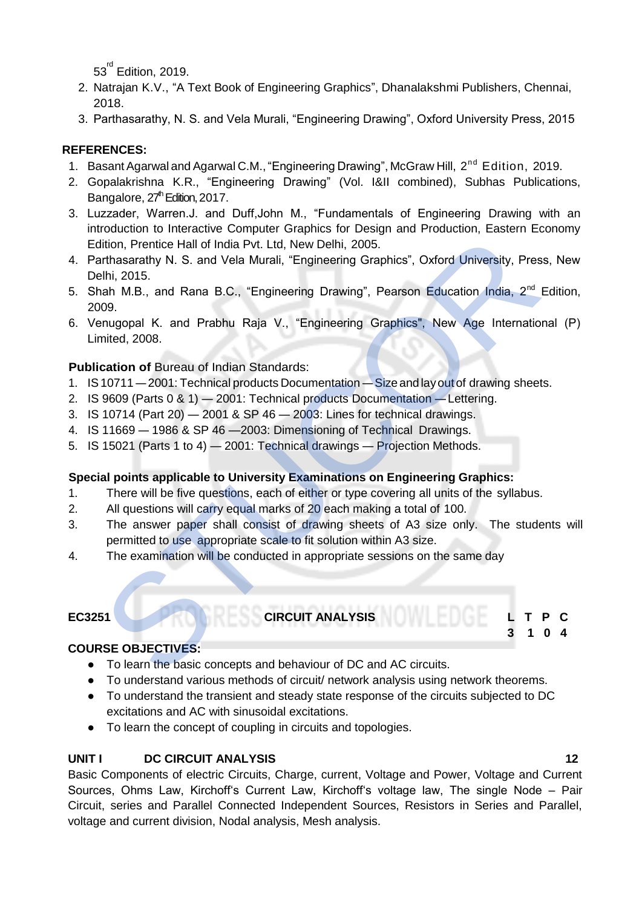53[rd] Edition, 2019.

2. Natrajan K.V., “A Text Book of Engineering Graphics”, Dhanalakshmi Publishers, Chennai, 2018.
3. Parthasarathy, N. S. and Vela Murali, “Engineering Drawing”, Oxford University Press, 2015

**REFERENCES:**

1. Basant Agarwal and Agarwal C.M., “Engineering Drawing”, McGraw Hill, 2[nd] Edition, 2019.
2. Gopalakrishna K.R., “Engineering Drawing” (Vol. I&II combined), Subhas Publications, Bangalore, 27[th] Edition, 2017.
3. Luzzader, Warren.J. and Duff,John M., “Fundamentals of Engineering Drawing with an introduction to Interactive Computer Graphics for Design and Production, Eastern Economy Edition, Prentice Hall of India Pvt. Ltd, New Delhi, 2005.
4. Parthasarathy N. S. and Vela Murali, “Engineering Graphics”, Oxford University, Press, New Delhi, 2015.
5. Shah M.B., and Rana B.C., “Engineering Drawing”, Pearson Education India, 2[nd] Edition, 2009.
6. Venugopal K. and Prabhu Raja V., “Engineering Graphics", New Age International (P) Limited, 2008.

**Publication of** Bureau of Indian Standards:

1. IS 10711 — 2001: Technical products Documentation — Size and lay out of drawing sheets.
2. IS 9609 (Parts 0 & 1) — 2001: Technical products Documentation — Lettering.
3. IS 10714 (Part 20) — 2001 & SP 46 — 2003: Lines for technical drawings.
4. IS 11669 — 1986 & SP 46 —2003: Dimensioning of Technical Drawings.
5. IS 15021 (Parts 1 to 4) — 2001: Technical drawings — Projection Methods.

**Special points applicable to University Examinations on Engineering Graphics:**

1. There will be five questions, each of either or type covering all units of the syllabus.
2. All questions will carry equal marks of 20 each making a total of 100.
3. The answer paper shall consist of drawing sheets of A3 size only. The students will permitted to use appropriate scale to fit solution within A3 size.
4. The examination will be conducted in appropriate sessions on the same day

| **EC3251** | **CIRCUIT ANALYSIS** | **L** | **T** | **P** | **C** |
|---|---|---|---|---|---|
| | | **3** | **1** | **0** | **4** |

**COURSE OBJECTIVES:**

- To learn the basic concepts and behaviour of DC and AC circuits.
- To understand various methods of circuit/ network analysis using network theorems.
- To understand the transient and steady state response of the circuits subjected to DC excitations and AC with sinusoidal excitations.
- To learn the concept of coupling in circuits and topologies.

**UNIT I DC CIRCUIT ANALYSIS** **12**

Basic Components of electric Circuits, Charge, current, Voltage and Power, Voltage and Current Sources, Ohms Law, Kirchoff‘s Current Law, Kirchoff‘s voltage law, The single Node – Pair Circuit, series and Parallel Connected Independent Sources, Resistors in Series and Parallel, voltage and current division, Nodal analysis, Mesh analysis.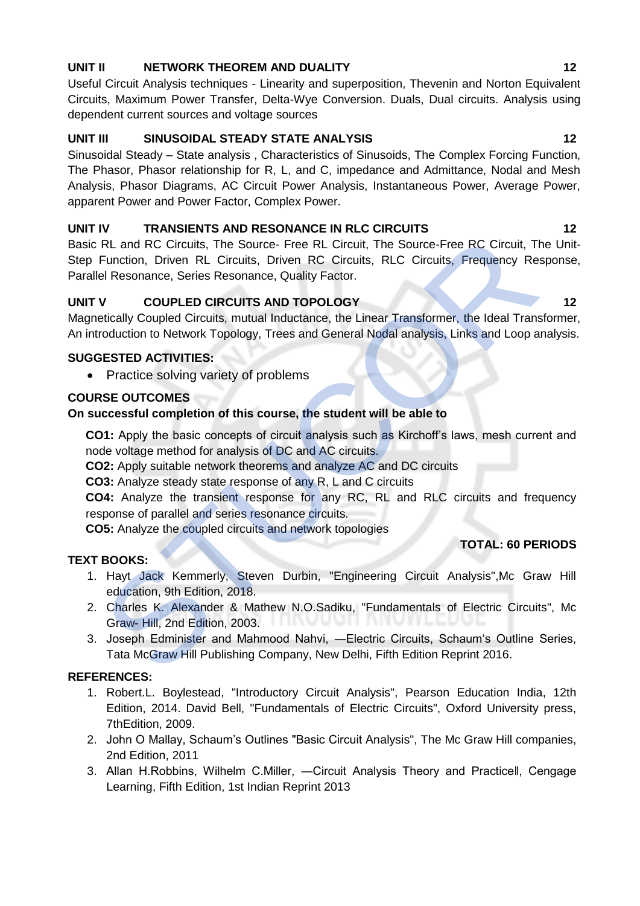### UNIT II NETWORK THEOREM AND DUALITY 12

Useful Circuit Analysis techniques - Linearity and superposition, Thevenin and Norton Equivalent Circuits, Maximum Power Transfer, Delta-Wye Conversion. Duals, Dual circuits. Analysis using dependent current sources and voltage sources

### UNIT III SINUSOIDAL STEADY STATE ANALYSIS 12

Sinusoidal Steady – State analysis , Characteristics of Sinusoids, The Complex Forcing Function, The Phasor, Phasor relationship for R, L, and C, impedance and Admittance, Nodal and Mesh Analysis, Phasor Diagrams, AC Circuit Power Analysis, Instantaneous Power, Average Power, apparent Power and Power Factor, Complex Power.

### UNIT IV TRANSIENTS AND RESONANCE IN RLC CIRCUITS 12

Basic RL and RC Circuits, The Source- Free RL Circuit, The Source-Free RC Circuit, The Unit-Step Function, Driven RL Circuits, Driven RC Circuits, RLC Circuits, Frequency Response, Parallel Resonance, Series Resonance, Quality Factor.

### UNIT V COUPLED CIRCUITS AND TOPOLOGY 12

Magnetically Coupled Circuits, mutual Inductance, the Linear Transformer, the Ideal Transformer, An introduction to Network Topology, Trees and General Nodal analysis, Links and Loop analysis.

**SUGGESTED ACTIVITIES:**

- Practice solving variety of problems

**COURSE OUTCOMES**

**On successful completion of this course, the student will be able to**

**CO1:** Apply the basic concepts of circuit analysis such as Kirchoff's laws, mesh current and node voltage method for analysis of DC and AC circuits.

**CO2:** Apply suitable network theorems and analyze AC and DC circuits

**CO3:** Analyze steady state response of any R, L and C circuits

**CO4:** Analyze the transient response for any RC, RL and RLC circuits and frequency response of parallel and series resonance circuits.

**CO5:** Analyze the coupled circuits and network topologies

**TOTAL: 60 PERIODS**

**TEXT BOOKS:**

1. Hayt Jack Kemmerly, Steven Durbin, "Engineering Circuit Analysis",Mc Graw Hill education, 9th Edition, 2018.
2. Charles K. Alexander & Mathew N.O.Sadiku, "Fundamentals of Electric Circuits", Mc Graw- Hill, 2nd Edition, 2003.
3. Joseph Edminister and Mahmood Nahvi, ―Electric Circuits, Schaum's Outline Series, Tata McGraw Hill Publishing Company, New Delhi, Fifth Edition Reprint 2016.

**REFERENCES:**

1. Robert.L. Boylestead, "Introductory Circuit Analysis", Pearson Education India, 12th Edition, 2014. David Bell, "Fundamentals of Electric Circuits", Oxford University press, 7thEdition, 2009.
2. John O Mallay, Schaum's Outlines "Basic Circuit Analysis", The Mc Graw Hill companies, 2nd Edition, 2011
3. Allan H.Robbins, Wilhelm C.Miller, ―Circuit Analysis Theory and Practice‖, Cengage Learning, Fifth Edition, 1st Indian Reprint 2013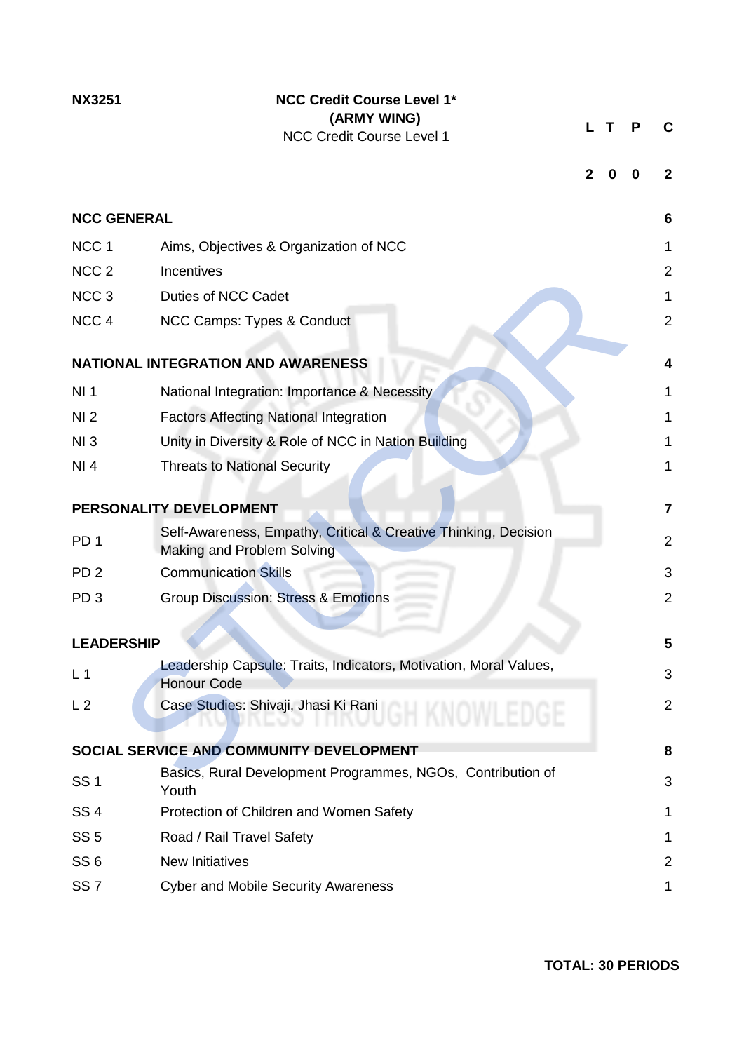**NX3251** **NCC Credit Course Level 1***
**(ARMY WING)**
NCC Credit Course Level 1

| L | T | P | C |
|---|---|---|---|
| 2 | 0 | 0 | 2 |

| | | |
|---|---|---|
| **NCC GENERAL** | | **6** |
| NCC 1 | Aims, Objectives & Organization of NCC | 1 |
| NCC 2 | Incentives | 2 |
| NCC 3 | Duties of NCC Cadet | 1 |
| NCC 4 | NCC Camps: Types & Conduct | 2 |
| **NATIONAL INTEGRATION AND AWARENESS** | | **4** |
| NI 1 | National Integration: Importance & Necessity | 1 |
| NI 2 | Factors Affecting National Integration | 1 |
| NI 3 | Unity in Diversity & Role of NCC in Nation Building | 1 |
| NI 4 | Threats to National Security | 1 |
| **PERSONALITY DEVELOPMENT** | | **7** |
| PD 1 | Self-Awareness, Empathy, Critical & Creative Thinking, Decision Making and Problem Solving | 2 |
| PD 2 | Communication Skills | 3 |
| PD 3 | Group Discussion: Stress & Emotions | 2 |
| **LEADERSHIP** | | **5** |
| L 1 | Leadership Capsule: Traits, Indicators, Motivation, Moral Values, Honour Code | 3 |
| L 2 | Case Studies: Shivaji, Jhasi Ki Rani | 2 |
| **SOCIAL SERVICE AND COMMUNITY DEVELOPMENT** | | **8** |
| SS 1 | Basics, Rural Development Programmes, NGOs, Contribution of Youth | 3 |
| SS 4 | Protection of Children and Women Safety | 1 |
| SS 5 | Road / Rail Travel Safety | 1 |
| SS 6 | New Initiatives | 2 |
| SS 7 | Cyber and Mobile Security Awareness | 1 |

**TOTAL: 30 PERIODS**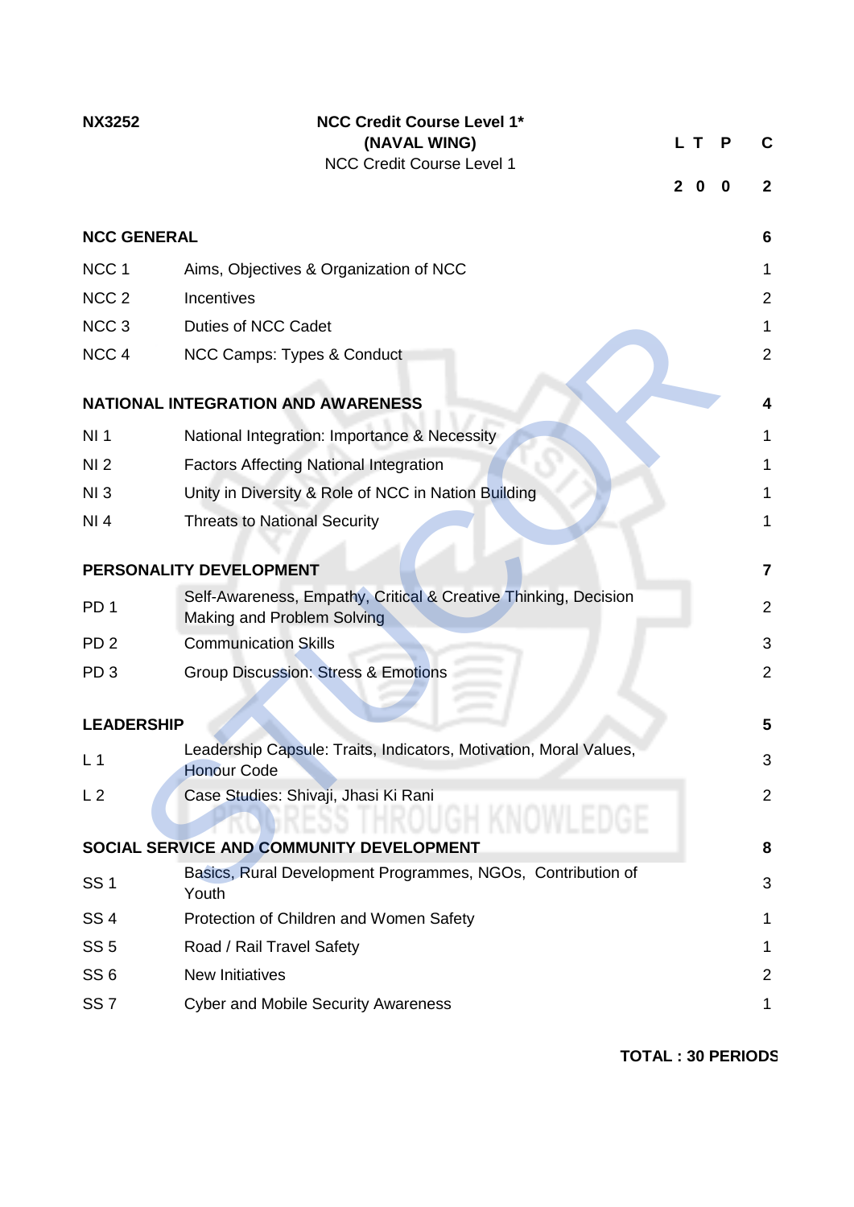**NX3252** **NCC Credit Course Level 1***
**(NAVAL WING)**
NCC Credit Course Level 1

| L | T | P | C |
|---|---|---|---|
| 2 | 0 | 0 | 2 |

| | | |
|---|---|---|
| **NCC GENERAL** | | **6** |
| NCC 1 | Aims, Objectives & Organization of NCC | 1 |
| NCC 2 | Incentives | 2 |
| NCC 3 | Duties of NCC Cadet | 1 |
| NCC 4 | NCC Camps: Types & Conduct | 2 |
| **NATIONAL INTEGRATION AND AWARENESS** | | **4** |
| NI 1 | National Integration: Importance & Necessity | 1 |
| NI 2 | Factors Affecting National Integration | 1 |
| NI 3 | Unity in Diversity & Role of NCC in Nation Building | 1 |
| NI 4 | Threats to National Security | 1 |
| **PERSONALITY DEVELOPMENT** | | **7** |
| PD 1 | Self-Awareness, Empathy, Critical & Creative Thinking, Decision Making and Problem Solving | 2 |
| PD 2 | Communication Skills | 3 |
| PD 3 | Group Discussion: Stress & Emotions | 2 |
| **LEADERSHIP** | | **5** |
| L 1 | Leadership Capsule: Traits, Indicators, Motivation, Moral Values, Honour Code | 3 |
| L 2 | Case Studies: Shivaji, Jhasi Ki Rani | 2 |
| **SOCIAL SERVICE AND COMMUNITY DEVELOPMENT** | | **8** |
| SS 1 | Basics, Rural Development Programmes, NGOs, Contribution of Youth | 3 |
| SS 4 | Protection of Children and Women Safety | 1 |
| SS 5 | Road / Rail Travel Safety | 1 |
| SS 6 | New Initiatives | 2 |
| SS 7 | Cyber and Mobile Security Awareness | 1 |

**TOTAL : 30 PERIODS**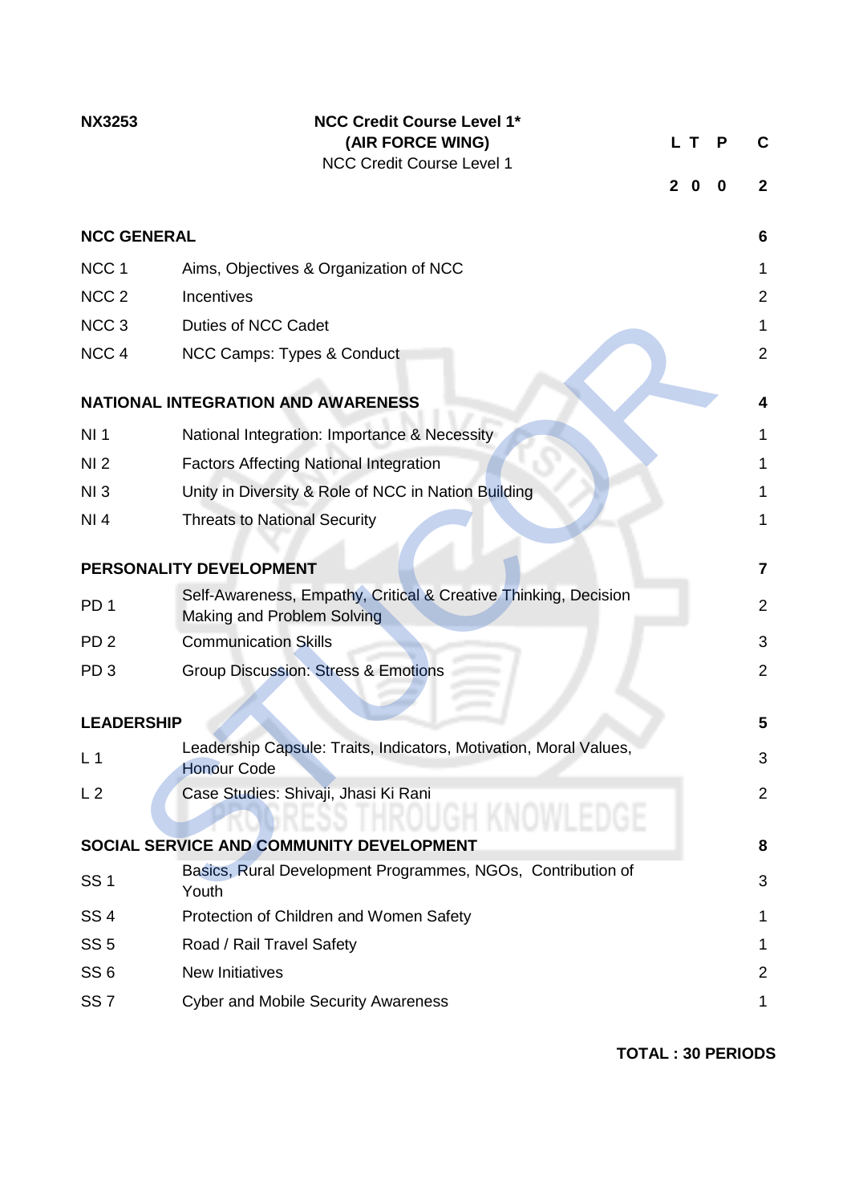**NX3253** **NCC Credit Course Level 1***
**(AIR FORCE WING)**
NCC Credit Course Level 1

| L | T | P | C |
|---|---|---|---|
| 2 | 0 | 0 | 2 |

| | | |
|---|---|---|
| **NCC GENERAL** | | **6** |
| NCC 1 | Aims, Objectives & Organization of NCC | 1 |
| NCC 2 | Incentives | 2 |
| NCC 3 | Duties of NCC Cadet | 1 |
| NCC 4 | NCC Camps: Types & Conduct | 2 |
| **NATIONAL INTEGRATION AND AWARENESS** | | **4** |
| NI 1 | National Integration: Importance & Necessity | 1 |
| NI 2 | Factors Affecting National Integration | 1 |
| NI 3 | Unity in Diversity & Role of NCC in Nation Building | 1 |
| NI 4 | Threats to National Security | 1 |
| **PERSONALITY DEVELOPMENT** | | **7** |
| PD 1 | Self-Awareness, Empathy, Critical & Creative Thinking, Decision Making and Problem Solving | 2 |
| PD 2 | Communication Skills | 3 |
| PD 3 | Group Discussion: Stress & Emotions | 2 |
| **LEADERSHIP** | | **5** |
| L 1 | Leadership Capsule: Traits, Indicators, Motivation, Moral Values, Honour Code | 3 |
| L 2 | Case Studies: Shivaji, Jhasi Ki Rani | 2 |
| **SOCIAL SERVICE AND COMMUNITY DEVELOPMENT** | | **8** |
| SS 1 | Basics, Rural Development Programmes, NGOs, Contribution of Youth | 3 |
| SS 4 | Protection of Children and Women Safety | 1 |
| SS 5 | Road / Rail Travel Safety | 1 |
| SS 6 | New Initiatives | 2 |
| SS 7 | Cyber and Mobile Security Awareness | 1 |

**TOTAL : 30 PERIODS**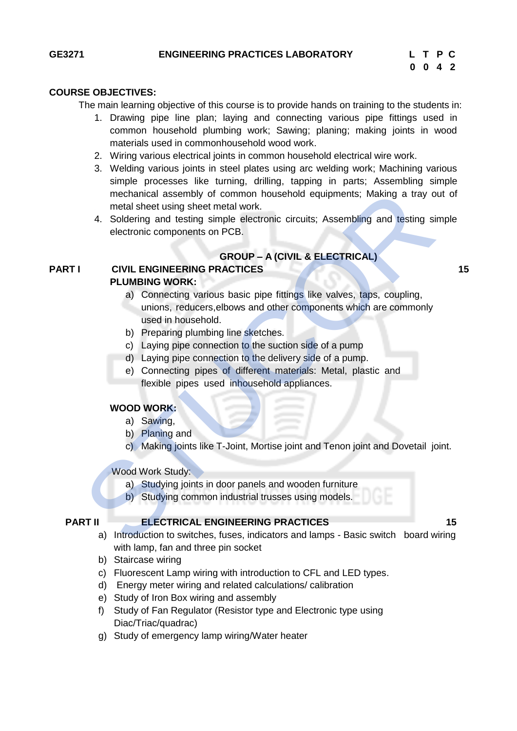**GE3271 ENGINEERING PRACTICES LABORATORY**

| L | T | P | C |
|---|---|---|---|
| 0 | 0 | 4 | 2 |

**COURSE OBJECTIVES:**

The main learning objective of this course is to provide hands on training to the students in:

1. Drawing pipe line plan; laying and connecting various pipe fittings used in common household plumbing work; Sawing; planing; making joints in wood materials used in commonhousehold wood work.
2. Wiring various electrical joints in common household electrical wire work.
3. Welding various joints in steel plates using arc welding work; Machining various simple processes like turning, drilling, tapping in parts; Assembling simple mechanical assembly of common household equipments; Making a tray out of metal sheet using sheet metal work.
4. Soldering and testing simple electronic circuits; Assembling and testing simple electronic components on PCB.

**GROUP – A (CIVIL & ELECTRICAL)**

**PART I CIVIL ENGINEERING PRACTICES 15**

**PLUMBING WORK:**

a) Connecting various basic pipe fittings like valves, taps, coupling, unions, reducers,elbows and other components which are commonly used in household.
b) Preparing plumbing line sketches.
c) Laying pipe connection to the suction side of a pump
d) Laying pipe connection to the delivery side of a pump.
e) Connecting pipes of different materials: Metal, plastic and flexible pipes used inhousehold appliances.

**WOOD WORK:**

a) Sawing,
b) Planing and
c) Making joints like T-Joint, Mortise joint and Tenon joint and Dovetail joint.

Wood Work Study:

a) Studying joints in door panels and wooden furniture
b) Studying common industrial trusses using models.

**PART II ELECTRICAL ENGINEERING PRACTICES 15**

a) Introduction to switches, fuses, indicators and lamps - Basic switch board wiring with lamp, fan and three pin socket
b) Staircase wiring
c) Fluorescent Lamp wiring with introduction to CFL and LED types.
d) Energy meter wiring and related calculations/ calibration
e) Study of Iron Box wiring and assembly
f) Study of Fan Regulator (Resistor type and Electronic type using Diac/Triac/quadrac)
g) Study of emergency lamp wiring/Water heater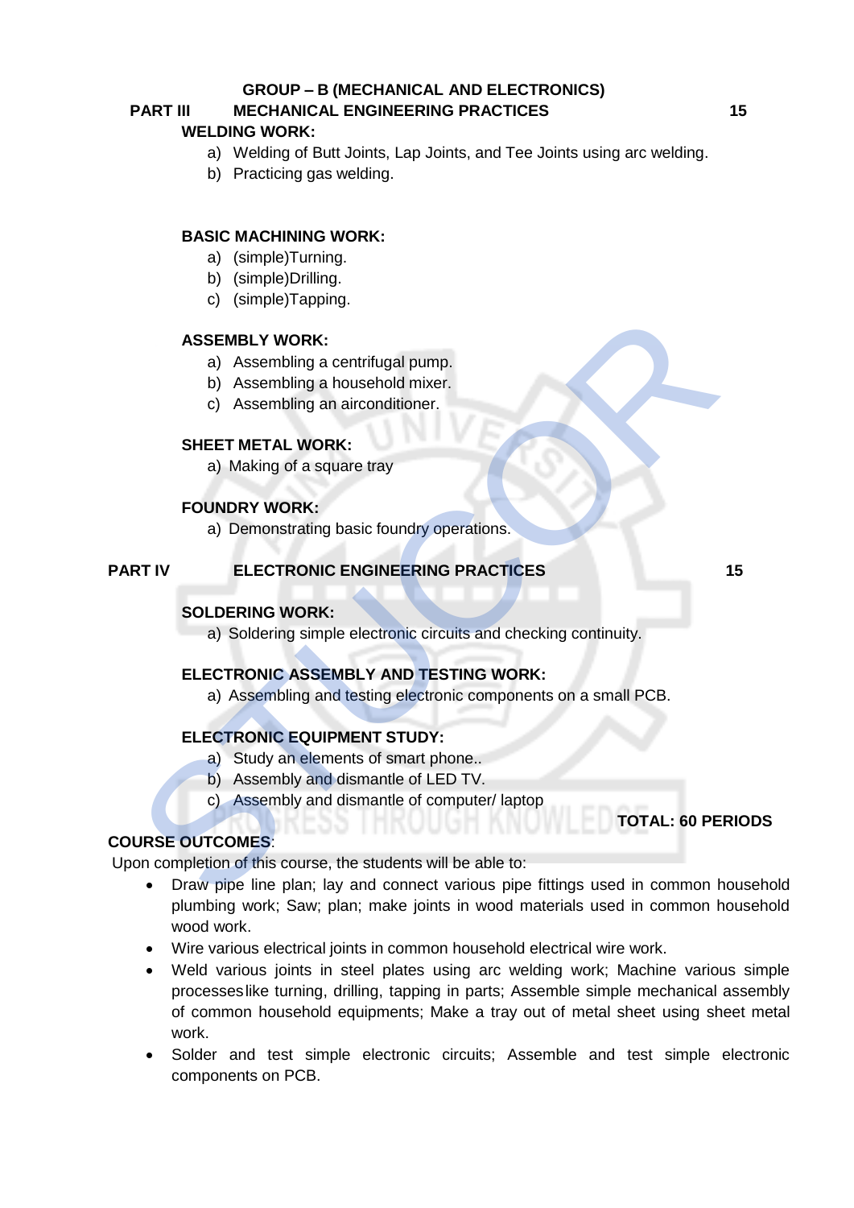## GROUP – B (MECHANICAL AND ELECTRONICS)

### PART III MECHANICAL ENGINEERING PRACTICES 15

**WELDING WORK:**

a) Welding of Butt Joints, Lap Joints, and Tee Joints using arc welding.
b) Practicing gas welding.

**BASIC MACHINING WORK:**

a) (simple)Turning.
b) (simple)Drilling.
c) (simple)Tapping.

**ASSEMBLY WORK:**

a) Assembling a centrifugal pump.
b) Assembling a household mixer.
c) Assembling an airconditioner.

**SHEET METAL WORK:**

a) Making of a square tray

**FOUNDRY WORK:**

a) Demonstrating basic foundry operations.

### PART IV ELECTRONIC ENGINEERING PRACTICES 15

**SOLDERING WORK:**

a) Soldering simple electronic circuits and checking continuity.

**ELECTRONIC ASSEMBLY AND TESTING WORK:**

a) Assembling and testing electronic components on a small PCB.

**ELECTRONIC EQUIPMENT STUDY:**

a) Study an elements of smart phone..
b) Assembly and dismantle of LED TV.
c) Assembly and dismantle of computer/ laptop

**TOTAL: 60 PERIODS**

**COURSE OUTCOMES**:

Upon completion of this course, the students will be able to:

- Draw pipe line plan; lay and connect various pipe fittings used in common household plumbing work; Saw; plan; make joints in wood materials used in common household wood work.
- Wire various electrical joints in common household electrical wire work.
- Weld various joints in steel plates using arc welding work; Machine various simple processeslike turning, drilling, tapping in parts; Assemble simple mechanical assembly of common household equipments; Make a tray out of metal sheet using sheet metal work.
- Solder and test simple electronic circuits; Assemble and test simple electronic components on PCB.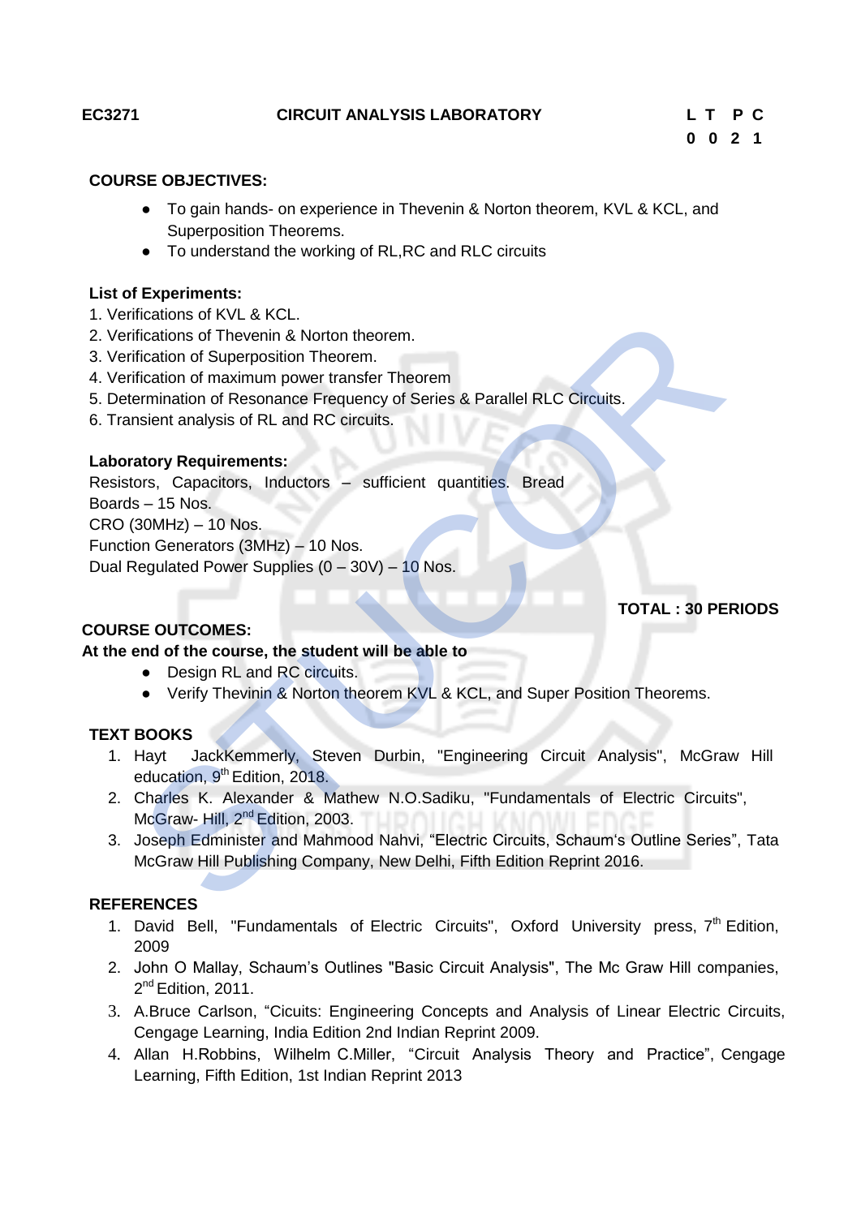**EC3271** **CIRCUIT ANALYSIS LABORATORY**

| L | T | P | C |
|---|---|---|---|
| 0 | 0 | 2 | 1 |

**COURSE OBJECTIVES:**

- To gain hands- on experience in Thevenin & Norton theorem, KVL & KCL, and Superposition Theorems.
- To understand the working of RL,RC and RLC circuits

**List of Experiments:**

1. Verifications of KVL & KCL.
2. Verifications of Thevenin & Norton theorem.
3. Verification of Superposition Theorem.
4. Verification of maximum power transfer Theorem
5. Determination of Resonance Frequency of Series & Parallel RLC Circuits.
6. Transient analysis of RL and RC circuits.

**Laboratory Requirements:**

Resistors, Capacitors, Inductors – sufficient quantities. Bread Boards – 15 Nos.
CRO (30MHz) – 10 Nos.
Function Generators (3MHz) – 10 Nos.
Dual Regulated Power Supplies (0 – 30V) – 10 Nos.

**TOTAL : 30 PERIODS**

**COURSE OUTCOMES:**

**At the end of the course, the student will be able to**

- Design RL and RC circuits.
- Verify Thevinin & Norton theorem KVL & KCL, and Super Position Theorems.

**TEXT BOOKS**

1. Hayt JackKemmerly, Steven Durbin, "Engineering Circuit Analysis", McGraw Hill education, 9th Edition, 2018.
2. Charles K. Alexander & Mathew N.O.Sadiku, "Fundamentals of Electric Circuits", McGraw- Hill, 2nd Edition, 2003.
3. Joseph Edminister and Mahmood Nahvi, "Electric Circuits, Schaum's Outline Series", Tata McGraw Hill Publishing Company, New Delhi, Fifth Edition Reprint 2016.

**REFERENCES**

1. David Bell, "Fundamentals of Electric Circuits", Oxford University press, 7th Edition, 2009
2. John O Mallay, Schaum's Outlines "Basic Circuit Analysis", The Mc Graw Hill companies, 2nd Edition, 2011.
3. A.Bruce Carlson, "Cicuits: Engineering Concepts and Analysis of Linear Electric Circuits, Cengage Learning, India Edition 2nd Indian Reprint 2009.
4. Allan H.Robbins, Wilhelm C.Miller, "Circuit Analysis Theory and Practice", Cengage Learning, Fifth Edition, 1st Indian Reprint 2013